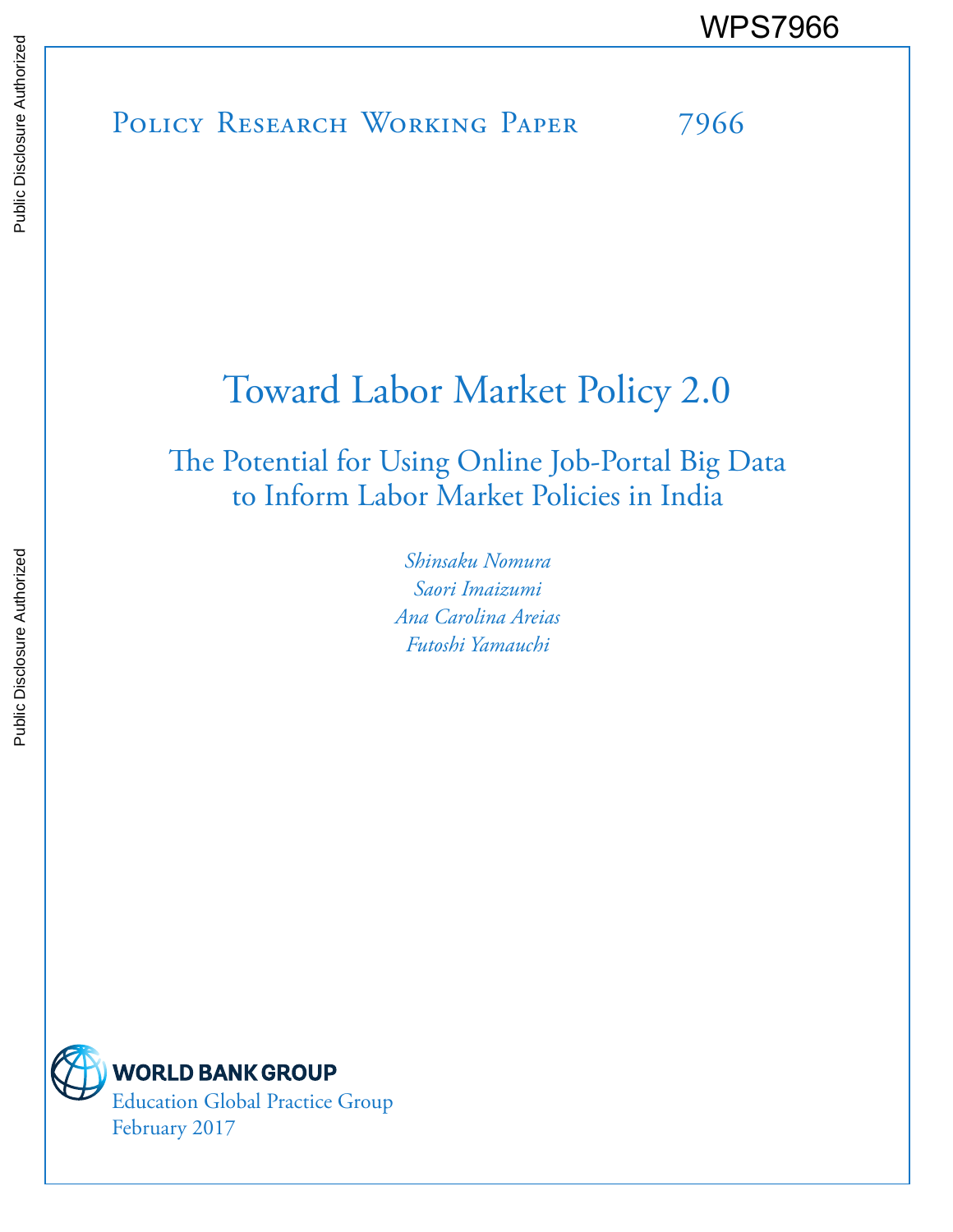WPS7966

Policy Research Working Paper 7966

# Toward Labor Market Policy 2.0

## The Potential for Using Online Job-Portal Big Data to Inform Labor Market Policies in India

*Shinsaku Nomura*
*Saori Imaizumi*
*Ana Carolina Areias*
*Futoshi Yamauchi*

WORLD BANK GROUP
Education Global Practice Group
February 2017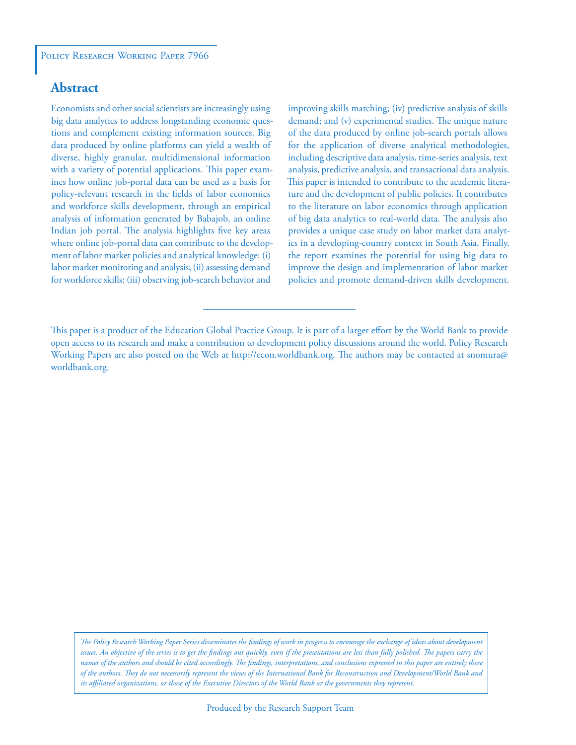Policy Research Working Paper 7966

## Abstract

Economists and other social scientists are increasingly using big data analytics to address longstanding economic questions and complement existing information sources. Big data produced by online platforms can yield a wealth of diverse, highly granular, multidimensional information with a variety of potential applications. This paper examines how online job-portal data can be used as a basis for policy-relevant research in the fields of labor economics and workforce skills development, through an empirical analysis of information generated by Babajob, an online Indian job portal. The analysis highlights five key areas where online job-portal data can contribute to the development of labor market policies and analytical knowledge: (i) labor market monitoring and analysis; (ii) assessing demand for workforce skills; (iii) observing job-search behavior and improving skills matching; (iv) predictive analysis of skills demand; and (v) experimental studies. The unique nature of the data produced by online job-search portals allows for the application of diverse analytical methodologies, including descriptive data analysis, time-series analysis, text analysis, predictive analysis, and transactional data analysis. This paper is intended to contribute to the academic literature and the development of public policies. It contributes to the literature on labor economics through application of big data analytics to real-world data. The analysis also provides a unique case study on labor market data analytics in a developing-country context in South Asia. Finally, the report examines the potential for using big data to improve the design and implementation of labor market policies and promote demand-driven skills development.

This paper is a product of the Education Global Practice Group. It is part of a larger effort by the World Bank to provide open access to its research and make a contribution to development policy discussions around the world. Policy Research Working Papers are also posted on the Web at http://econ.worldbank.org. The authors may be contacted at snomura@worldbank.org.

*The Policy Research Working Paper Series disseminates the findings of work in progress to encourage the exchange of ideas about development issues. An objective of the series is to get the findings out quickly, even if the presentations are less than fully polished. The papers carry the names of the authors and should be cited accordingly. The findings, interpretations, and conclusions expressed in this paper are entirely those of the authors. They do not necessarily represent the views of the International Bank for Reconstruction and Development/World Bank and its affiliated organizations, or those of the Executive Directors of the World Bank or the governments they represent.*

Produced by the Research Support Team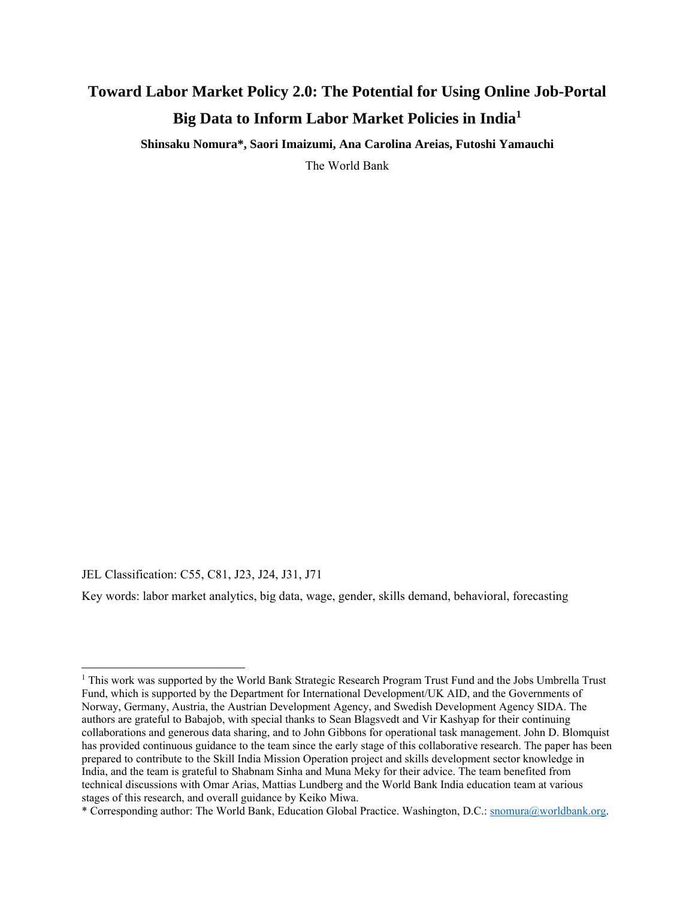# Toward Labor Market Policy 2.0: The Potential for Using Online Job-Portal Big Data to Inform Labor Market Policies in India[1]

**Shinsaku Nomura\*, Saori Imaizumi, Ana Carolina Areias, Futoshi Yamauchi**

The World Bank

JEL Classification: C55, C81, J23, J24, J31, J71

Key words: labor market analytics, big data, wage, gender, skills demand, behavioral, forecasting

---

[1] This work was supported by the World Bank Strategic Research Program Trust Fund and the Jobs Umbrella Trust Fund, which is supported by the Department for International Development/UK AID, and the Governments of Norway, Germany, Austria, the Austrian Development Agency, and Swedish Development Agency SIDA. The authors are grateful to Babajob, with special thanks to Sean Blagsvedt and Vir Kashyap for their continuing collaborations and generous data sharing, and to John Gibbons for operational task management. John D. Blomquist has provided continuous guidance to the team since the early stage of this collaborative research. The paper has been prepared to contribute to the Skill India Mission Operation project and skills development sector knowledge in India, and the team is grateful to Shabnam Sinha and Muna Meky for their advice. The team benefited from technical discussions with Omar Arias, Mattias Lundberg and the World Bank India education team at various stages of this research, and overall guidance by Keiko Miwa.

\* Corresponding author: The World Bank, Education Global Practice. Washington, D.C.: snomura@worldbank.org.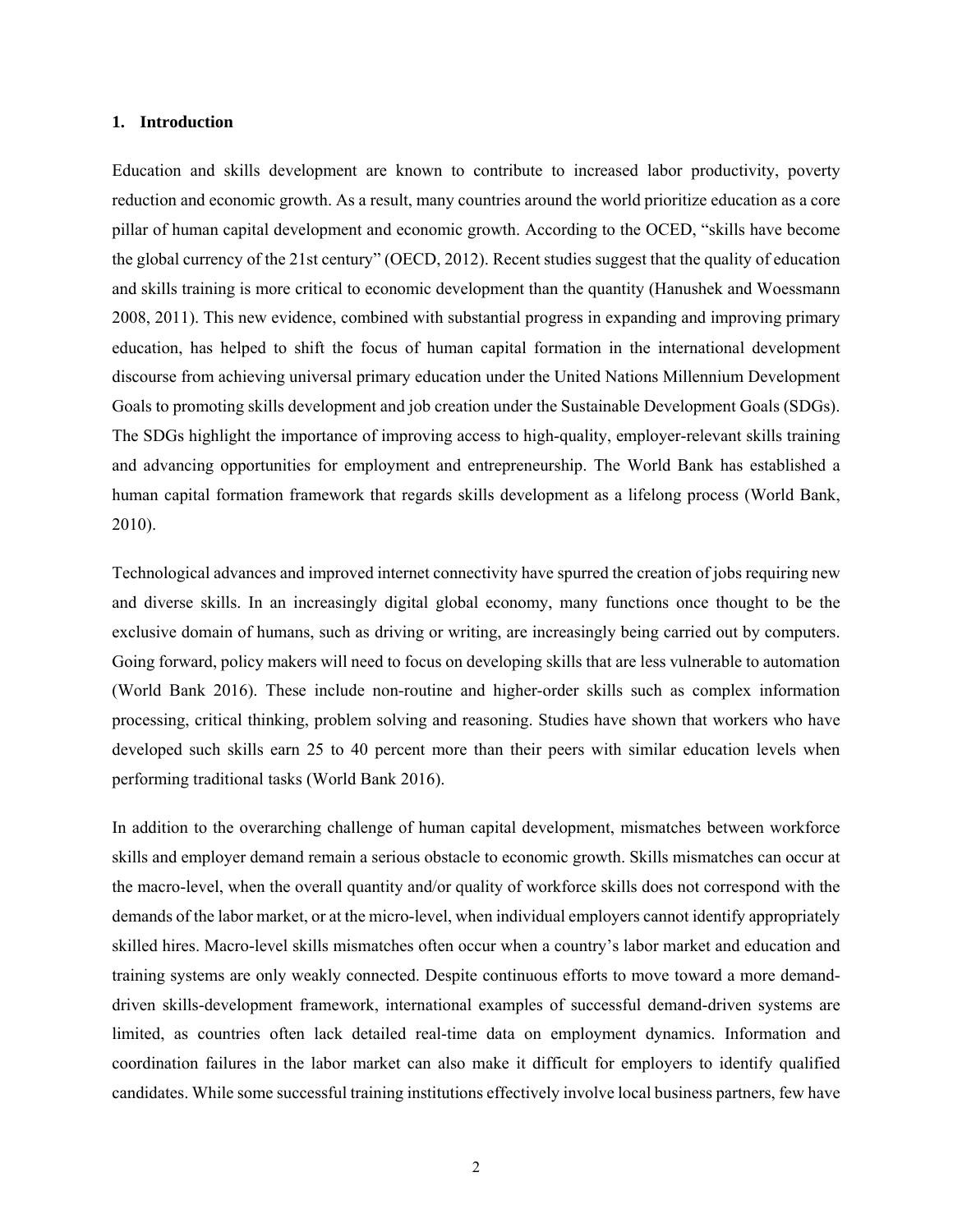# 1. Introduction

Education and skills development are known to contribute to increased labor productivity, poverty reduction and economic growth. As a result, many countries around the world prioritize education as a core pillar of human capital development and economic growth. According to the OCED, "skills have become the global currency of the 21st century" (OECD, 2012). Recent studies suggest that the quality of education and skills training is more critical to economic development than the quantity (Hanushek and Woessmann 2008, 2011). This new evidence, combined with substantial progress in expanding and improving primary education, has helped to shift the focus of human capital formation in the international development discourse from achieving universal primary education under the United Nations Millennium Development Goals to promoting skills development and job creation under the Sustainable Development Goals (SDGs). The SDGs highlight the importance of improving access to high-quality, employer-relevant skills training and advancing opportunities for employment and entrepreneurship. The World Bank has established a human capital formation framework that regards skills development as a lifelong process (World Bank, 2010).

Technological advances and improved internet connectivity have spurred the creation of jobs requiring new and diverse skills. In an increasingly digital global economy, many functions once thought to be the exclusive domain of humans, such as driving or writing, are increasingly being carried out by computers. Going forward, policy makers will need to focus on developing skills that are less vulnerable to automation (World Bank 2016). These include non-routine and higher-order skills such as complex information processing, critical thinking, problem solving and reasoning. Studies have shown that workers who have developed such skills earn 25 to 40 percent more than their peers with similar education levels when performing traditional tasks (World Bank 2016).

In addition to the overarching challenge of human capital development, mismatches between workforce skills and employer demand remain a serious obstacle to economic growth. Skills mismatches can occur at the macro-level, when the overall quantity and/or quality of workforce skills does not correspond with the demands of the labor market, or at the micro-level, when individual employers cannot identify appropriately skilled hires. Macro-level skills mismatches often occur when a country's labor market and education and training systems are only weakly connected. Despite continuous efforts to move toward a more demand-driven skills-development framework, international examples of successful demand-driven systems are limited, as countries often lack detailed real-time data on employment dynamics. Information and coordination failures in the labor market can also make it difficult for employers to identify qualified candidates. While some successful training institutions effectively involve local business partners, few have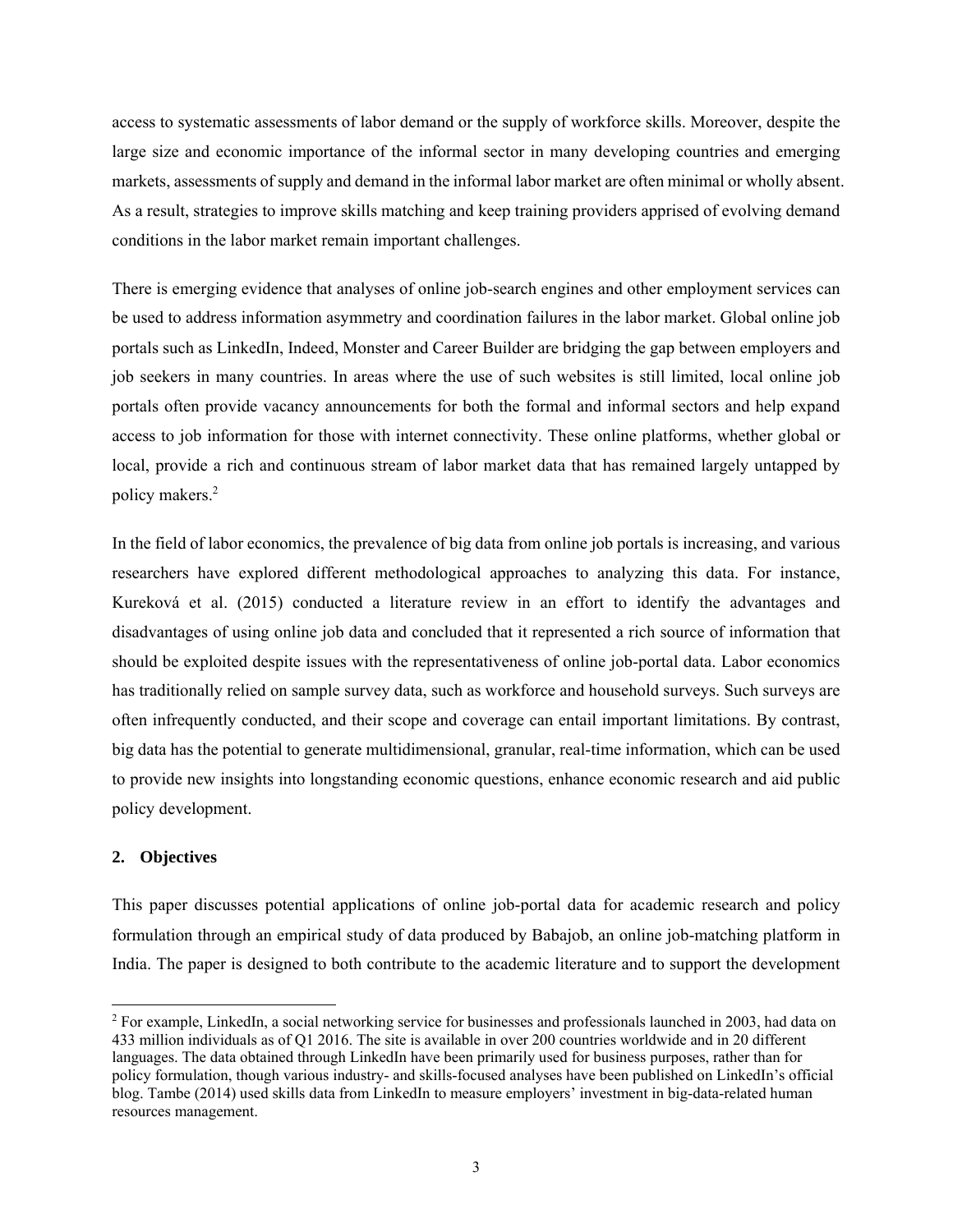access to systematic assessments of labor demand or the supply of workforce skills. Moreover, despite the large size and economic importance of the informal sector in many developing countries and emerging markets, assessments of supply and demand in the informal labor market are often minimal or wholly absent. As a result, strategies to improve skills matching and keep training providers apprised of evolving demand conditions in the labor market remain important challenges.

There is emerging evidence that analyses of online job-search engines and other employment services can be used to address information asymmetry and coordination failures in the labor market. Global online job portals such as LinkedIn, Indeed, Monster and Career Builder are bridging the gap between employers and job seekers in many countries. In areas where the use of such websites is still limited, local online job portals often provide vacancy announcements for both the formal and informal sectors and help expand access to job information for those with internet connectivity. These online platforms, whether global or local, provide a rich and continuous stream of labor market data that has remained largely untapped by policy makers.[2]

In the field of labor economics, the prevalence of big data from online job portals is increasing, and various researchers have explored different methodological approaches to analyzing this data. For instance, Kureková et al. (2015) conducted a literature review in an effort to identify the advantages and disadvantages of using online job data and concluded that it represented a rich source of information that should be exploited despite issues with the representativeness of online job-portal data. Labor economics has traditionally relied on sample survey data, such as workforce and household surveys. Such surveys are often infrequently conducted, and their scope and coverage can entail important limitations. By contrast, big data has the potential to generate multidimensional, granular, real-time information, which can be used to provide new insights into longstanding economic questions, enhance economic research and aid public policy development.

## 2. Objectives

This paper discusses potential applications of online job-portal data for academic research and policy formulation through an empirical study of data produced by Babajob, an online job-matching platform in India. The paper is designed to both contribute to the academic literature and to support the development

[2] For example, LinkedIn, a social networking service for businesses and professionals launched in 2003, had data on 433 million individuals as of Q1 2016. The site is available in over 200 countries worldwide and in 20 different languages. The data obtained through LinkedIn have been primarily used for business purposes, rather than for policy formulation, though various industry- and skills-focused analyses have been published on LinkedIn's official blog. Tambe (2014) used skills data from LinkedIn to measure employers' investment in big-data-related human resources management.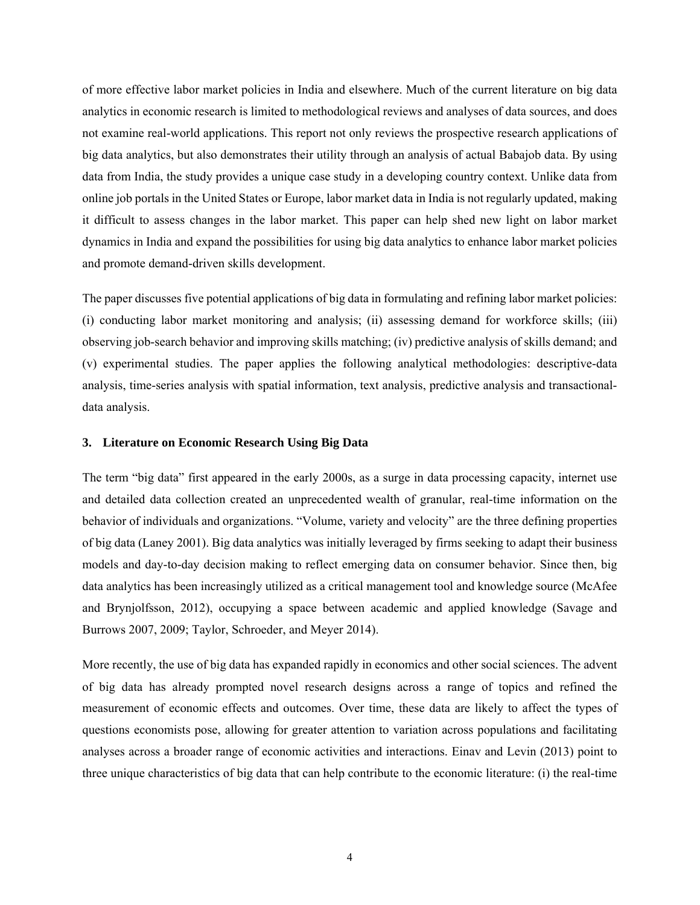of more effective labor market policies in India and elsewhere. Much of the current literature on big data analytics in economic research is limited to methodological reviews and analyses of data sources, and does not examine real-world applications. This report not only reviews the prospective research applications of big data analytics, but also demonstrates their utility through an analysis of actual Babajob data. By using data from India, the study provides a unique case study in a developing country context. Unlike data from online job portals in the United States or Europe, labor market data in India is not regularly updated, making it difficult to assess changes in the labor market. This paper can help shed new light on labor market dynamics in India and expand the possibilities for using big data analytics to enhance labor market policies and promote demand-driven skills development.

The paper discusses five potential applications of big data in formulating and refining labor market policies: (i) conducting labor market monitoring and analysis; (ii) assessing demand for workforce skills; (iii) observing job-search behavior and improving skills matching; (iv) predictive analysis of skills demand; and (v) experimental studies. The paper applies the following analytical methodologies: descriptive-data analysis, time-series analysis with spatial information, text analysis, predictive analysis and transactional-data analysis.

## 3. Literature on Economic Research Using Big Data

The term "big data" first appeared in the early 2000s, as a surge in data processing capacity, internet use and detailed data collection created an unprecedented wealth of granular, real-time information on the behavior of individuals and organizations. "Volume, variety and velocity" are the three defining properties of big data (Laney 2001). Big data analytics was initially leveraged by firms seeking to adapt their business models and day-to-day decision making to reflect emerging data on consumer behavior. Since then, big data analytics has been increasingly utilized as a critical management tool and knowledge source (McAfee and Brynjolfsson, 2012), occupying a space between academic and applied knowledge (Savage and Burrows 2007, 2009; Taylor, Schroeder, and Meyer 2014).

More recently, the use of big data has expanded rapidly in economics and other social sciences. The advent of big data has already prompted novel research designs across a range of topics and refined the measurement of economic effects and outcomes. Over time, these data are likely to affect the types of questions economists pose, allowing for greater attention to variation across populations and facilitating analyses across a broader range of economic activities and interactions. Einav and Levin (2013) point to three unique characteristics of big data that can help contribute to the economic literature: (i) the real-time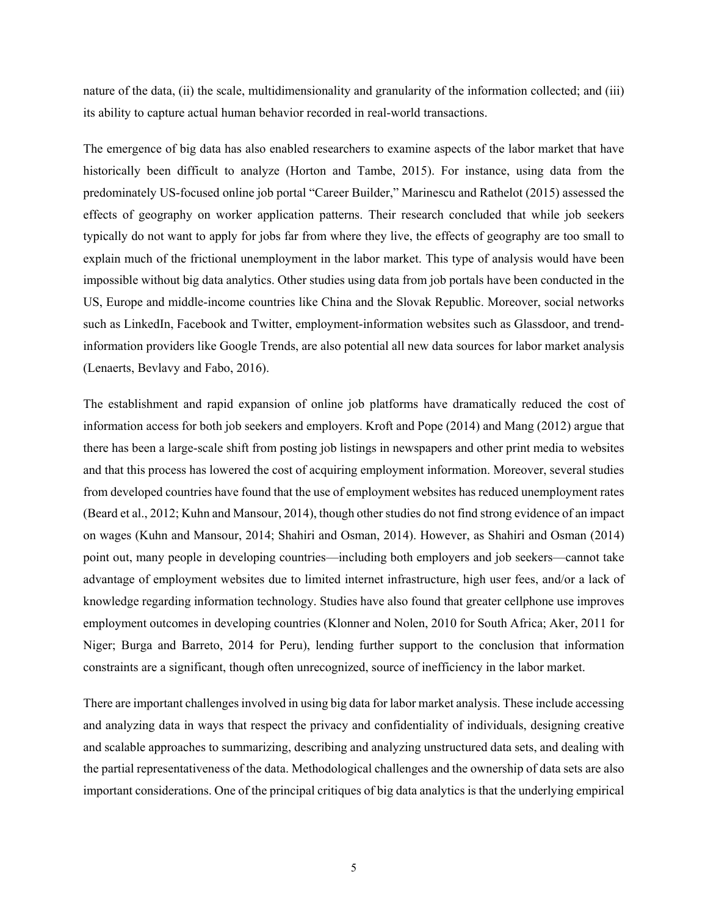nature of the data, (ii) the scale, multidimensionality and granularity of the information collected; and (iii) its ability to capture actual human behavior recorded in real-world transactions.

The emergence of big data has also enabled researchers to examine aspects of the labor market that have historically been difficult to analyze (Horton and Tambe, 2015). For instance, using data from the predominately US-focused online job portal "Career Builder," Marinescu and Rathelot (2015) assessed the effects of geography on worker application patterns. Their research concluded that while job seekers typically do not want to apply for jobs far from where they live, the effects of geography are too small to explain much of the frictional unemployment in the labor market. This type of analysis would have been impossible without big data analytics. Other studies using data from job portals have been conducted in the US, Europe and middle-income countries like China and the Slovak Republic. Moreover, social networks such as LinkedIn, Facebook and Twitter, employment-information websites such as Glassdoor, and trend-information providers like Google Trends, are also potential all new data sources for labor market analysis (Lenaerts, Bevlavy and Fabo, 2016).

The establishment and rapid expansion of online job platforms have dramatically reduced the cost of information access for both job seekers and employers. Kroft and Pope (2014) and Mang (2012) argue that there has been a large-scale shift from posting job listings in newspapers and other print media to websites and that this process has lowered the cost of acquiring employment information. Moreover, several studies from developed countries have found that the use of employment websites has reduced unemployment rates (Beard et al., 2012; Kuhn and Mansour, 2014), though other studies do not find strong evidence of an impact on wages (Kuhn and Mansour, 2014; Shahiri and Osman, 2014). However, as Shahiri and Osman (2014) point out, many people in developing countries—including both employers and job seekers—cannot take advantage of employment websites due to limited internet infrastructure, high user fees, and/or a lack of knowledge regarding information technology. Studies have also found that greater cellphone use improves employment outcomes in developing countries (Klonner and Nolen, 2010 for South Africa; Aker, 2011 for Niger; Burga and Barreto, 2014 for Peru), lending further support to the conclusion that information constraints are a significant, though often unrecognized, source of inefficiency in the labor market.

There are important challenges involved in using big data for labor market analysis. These include accessing and analyzing data in ways that respect the privacy and confidentiality of individuals, designing creative and scalable approaches to summarizing, describing and analyzing unstructured data sets, and dealing with the partial representativeness of the data. Methodological challenges and the ownership of data sets are also important considerations. One of the principal critiques of big data analytics is that the underlying empirical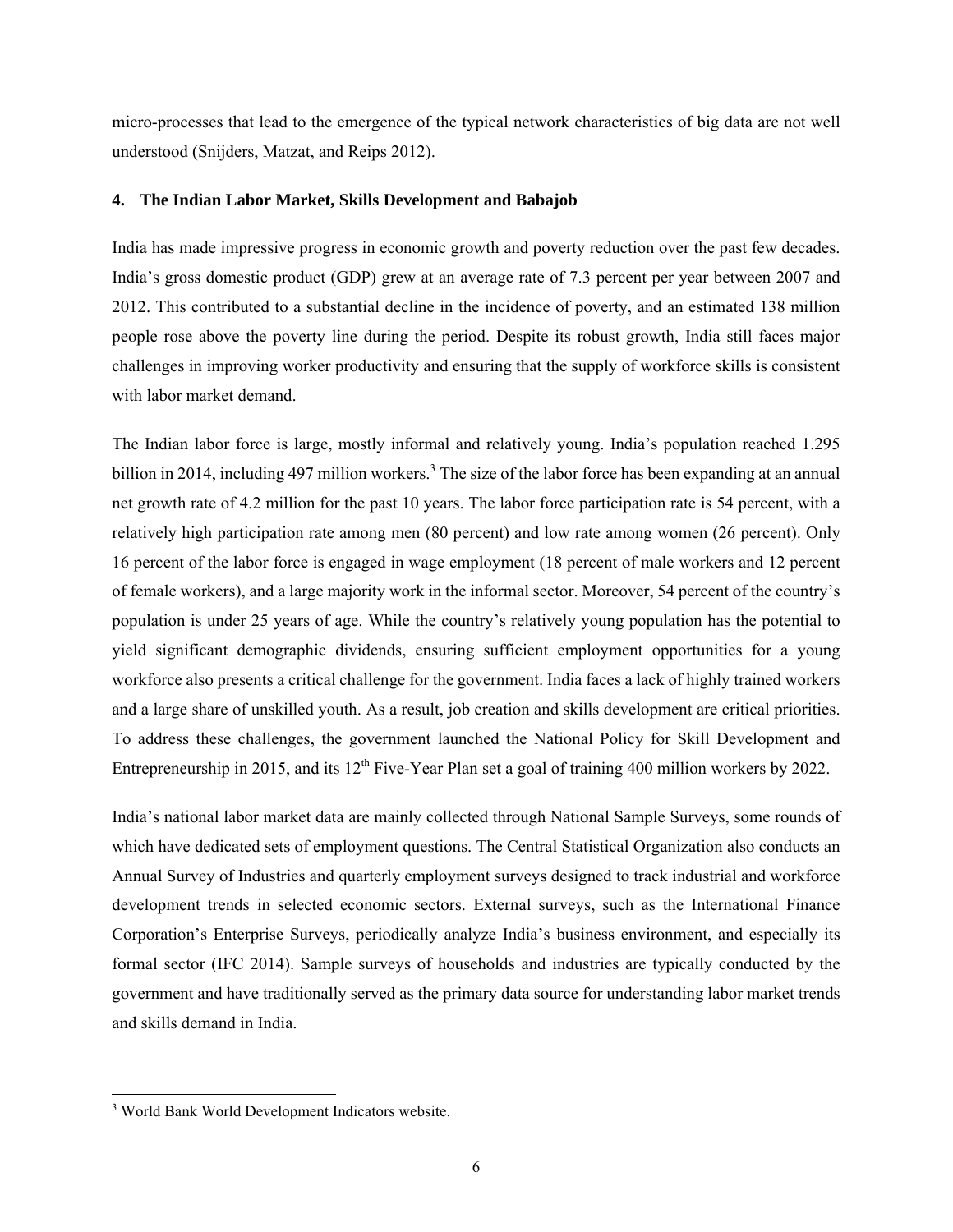micro-processes that lead to the emergence of the typical network characteristics of big data are not well understood (Snijders, Matzat, and Reips 2012).

## 4. The Indian Labor Market, Skills Development and Babajob

India has made impressive progress in economic growth and poverty reduction over the past few decades. India's gross domestic product (GDP) grew at an average rate of 7.3 percent per year between 2007 and 2012. This contributed to a substantial decline in the incidence of poverty, and an estimated 138 million people rose above the poverty line during the period. Despite its robust growth, India still faces major challenges in improving worker productivity and ensuring that the supply of workforce skills is consistent with labor market demand.

The Indian labor force is large, mostly informal and relatively young. India's population reached 1.295 billion in 2014, including 497 million workers.[3] The size of the labor force has been expanding at an annual net growth rate of 4.2 million for the past 10 years. The labor force participation rate is 54 percent, with a relatively high participation rate among men (80 percent) and low rate among women (26 percent). Only 16 percent of the labor force is engaged in wage employment (18 percent of male workers and 12 percent of female workers), and a large majority work in the informal sector. Moreover, 54 percent of the country's population is under 25 years of age. While the country's relatively young population has the potential to yield significant demographic dividends, ensuring sufficient employment opportunities for a young workforce also presents a critical challenge for the government. India faces a lack of highly trained workers and a large share of unskilled youth. As a result, job creation and skills development are critical priorities. To address these challenges, the government launched the National Policy for Skill Development and Entrepreneurship in 2015, and its 12th Five-Year Plan set a goal of training 400 million workers by 2022.

India's national labor market data are mainly collected through National Sample Surveys, some rounds of which have dedicated sets of employment questions. The Central Statistical Organization also conducts an Annual Survey of Industries and quarterly employment surveys designed to track industrial and workforce development trends in selected economic sectors. External surveys, such as the International Finance Corporation's Enterprise Surveys, periodically analyze India's business environment, and especially its formal sector (IFC 2014). Sample surveys of households and industries are typically conducted by the government and have traditionally served as the primary data source for understanding labor market trends and skills demand in India.

---

[3] World Bank World Development Indicators website.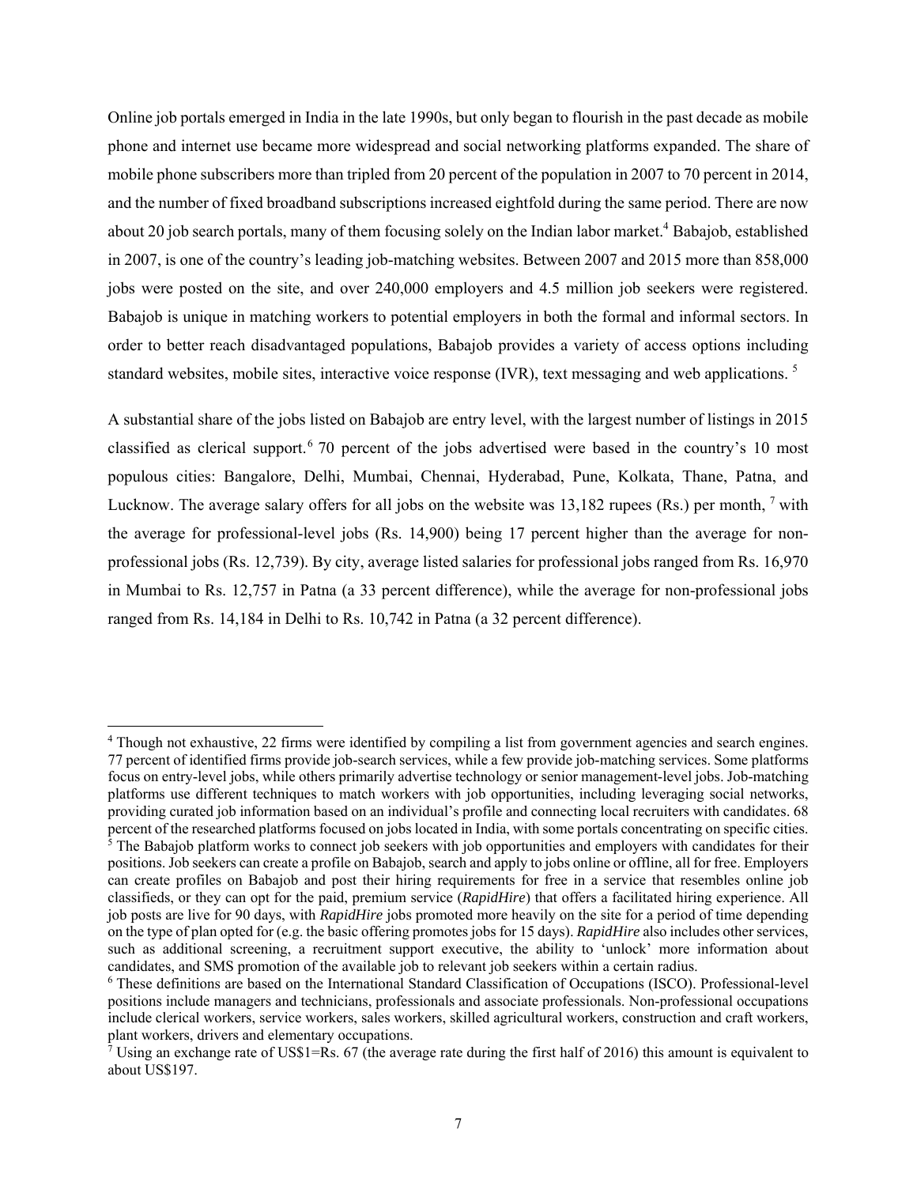Online job portals emerged in India in the late 1990s, but only began to flourish in the past decade as mobile phone and internet use became more widespread and social networking platforms expanded. The share of mobile phone subscribers more than tripled from 20 percent of the population in 2007 to 70 percent in 2014, and the number of fixed broadband subscriptions increased eightfold during the same period. There are now about 20 job search portals, many of them focusing solely on the Indian labor market.[4] Babajob, established in 2007, is one of the country's leading job-matching websites. Between 2007 and 2015 more than 858,000 jobs were posted on the site, and over 240,000 employers and 4.5 million job seekers were registered. Babajob is unique in matching workers to potential employers in both the formal and informal sectors. In order to better reach disadvantaged populations, Babajob provides a variety of access options including standard websites, mobile sites, interactive voice response (IVR), text messaging and web applications. [5]

A substantial share of the jobs listed on Babajob are entry level, with the largest number of listings in 2015 classified as clerical support.[6] 70 percent of the jobs advertised were based in the country's 10 most populous cities: Bangalore, Delhi, Mumbai, Chennai, Hyderabad, Pune, Kolkata, Thane, Patna, and Lucknow. The average salary offers for all jobs on the website was 13,182 rupees (Rs.) per month, [7] with the average for professional-level jobs (Rs. 14,900) being 17 percent higher than the average for non-professional jobs (Rs. 12,739). By city, average listed salaries for professional jobs ranged from Rs. 16,970 in Mumbai to Rs. 12,757 in Patna (a 33 percent difference), while the average for non-professional jobs ranged from Rs. 14,184 in Delhi to Rs. 10,742 in Patna (a 32 percent difference).

---

[4] Though not exhaustive, 22 firms were identified by compiling a list from government agencies and search engines. 77 percent of identified firms provide job-search services, while a few provide job-matching services. Some platforms focus on entry-level jobs, while others primarily advertise technology or senior management-level jobs. Job-matching platforms use different techniques to match workers with job opportunities, including leveraging social networks, providing curated job information based on an individual's profile and connecting local recruiters with candidates. 68 percent of the researched platforms focused on jobs located in India, with some portals concentrating on specific cities.

[5] The Babajob platform works to connect job seekers with job opportunities and employers with candidates for their positions. Job seekers can create a profile on Babajob, search and apply to jobs online or offline, all for free. Employers can create profiles on Babajob and post their hiring requirements for free in a service that resembles online job classifieds, or they can opt for the paid, premium service (*RapidHire*) that offers a facilitated hiring experience. All job posts are live for 90 days, with *RapidHire* jobs promoted more heavily on the site for a period of time depending on the type of plan opted for (e.g. the basic offering promotes jobs for 15 days). *RapidHire* also includes other services, such as additional screening, a recruitment support executive, the ability to 'unlock' more information about candidates, and SMS promotion of the available job to relevant job seekers within a certain radius.

[6] These definitions are based on the International Standard Classification of Occupations (ISCO). Professional-level positions include managers and technicians, professionals and associate professionals. Non-professional occupations include clerical workers, service workers, sales workers, skilled agricultural workers, construction and craft workers, plant workers, drivers and elementary occupations.

[7] Using an exchange rate of US$1=Rs. 67 (the average rate during the first half of 2016) this amount is equivalent to about US$197.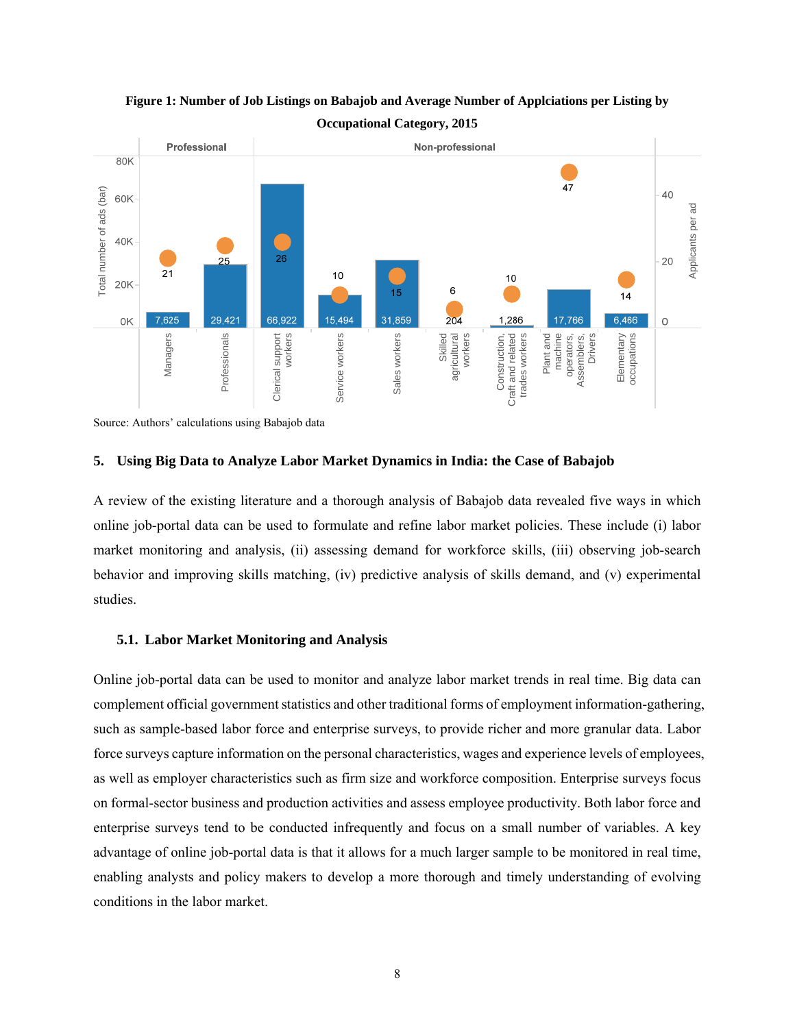**Figure 1: Number of Job Listings on Babajob and Average Number of Applciations per Listing by Occupational Category, 2015**

| | Occupational category | Total number of ads (bar) | Applicants per ad |
|---|---|---|---|
| Professional | Managers | 7,625 | 21 |
| | Professionals | 29,421 | 25 |
| Non-professional | Clerical support workers | 66,922 | 26 |
| | Service workers | 15,494 | 10 |
| | Sales workers | 31,859 | 15 |
| | Skilled agricultural workers | 204 | 6 |
| | Construction, Craft and related trades workers | 1,286 | 10 |
| | Plant and machine operators, Assemblers, Drivers | 17,766 | 47 |
| | Elementary occupations | 6,466 | 14 |

Source: Authors' calculations using Babajob data

## 5. Using Big Data to Analyze Labor Market Dynamics in India: the Case of Babajob

A review of the existing literature and a thorough analysis of Babajob data revealed five ways in which online job-portal data can be used to formulate and refine labor market policies. These include (i) labor market monitoring and analysis, (ii) assessing demand for workforce skills, (iii) observing job-search behavior and improving skills matching, (iv) predictive analysis of skills demand, and (v) experimental studies.

### 5.1. Labor Market Monitoring and Analysis

Online job-portal data can be used to monitor and analyze labor market trends in real time. Big data can complement official government statistics and other traditional forms of employment information-gathering, such as sample-based labor force and enterprise surveys, to provide richer and more granular data. Labor force surveys capture information on the personal characteristics, wages and experience levels of employees, as well as employer characteristics such as firm size and workforce composition. Enterprise surveys focus on formal-sector business and production activities and assess employee productivity. Both labor force and enterprise surveys tend to be conducted infrequently and focus on a small number of variables. A key advantage of online job-portal data is that it allows for a much larger sample to be monitored in real time, enabling analysts and policy makers to develop a more thorough and timely understanding of evolving conditions in the labor market.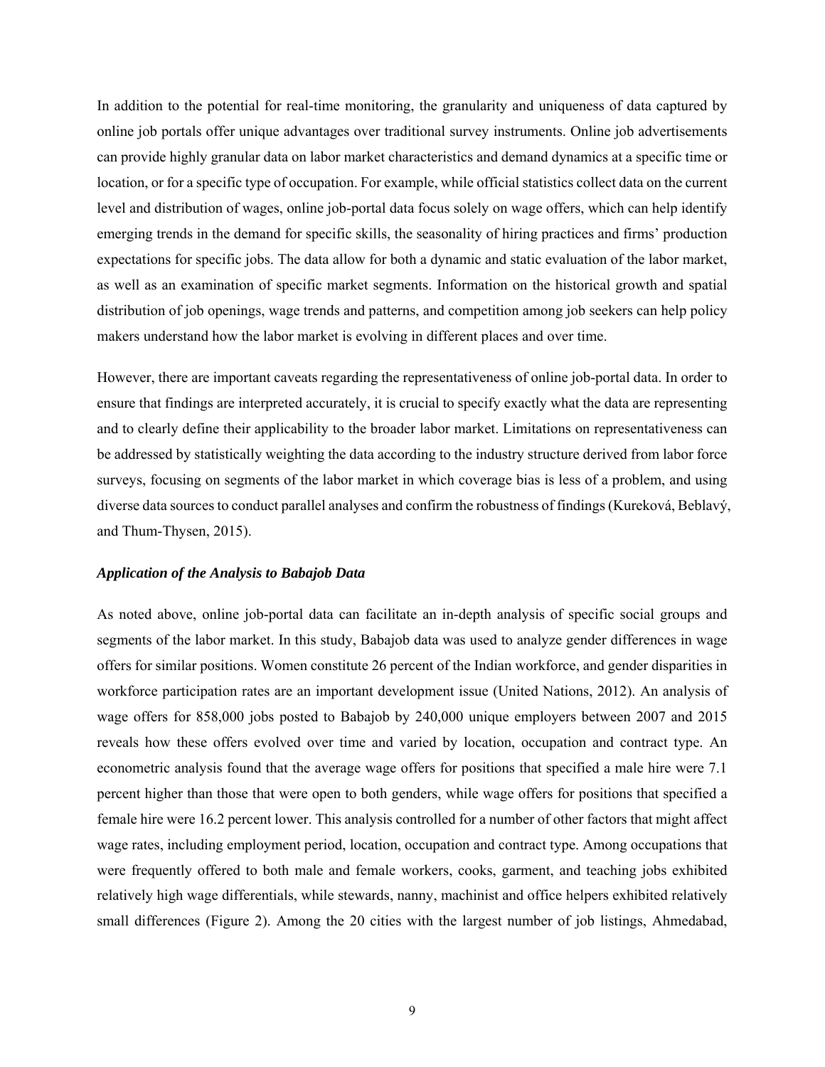In addition to the potential for real-time monitoring, the granularity and uniqueness of data captured by online job portals offer unique advantages over traditional survey instruments. Online job advertisements can provide highly granular data on labor market characteristics and demand dynamics at a specific time or location, or for a specific type of occupation. For example, while official statistics collect data on the current level and distribution of wages, online job-portal data focus solely on wage offers, which can help identify emerging trends in the demand for specific skills, the seasonality of hiring practices and firms' production expectations for specific jobs. The data allow for both a dynamic and static evaluation of the labor market, as well as an examination of specific market segments. Information on the historical growth and spatial distribution of job openings, wage trends and patterns, and competition among job seekers can help policy makers understand how the labor market is evolving in different places and over time.

However, there are important caveats regarding the representativeness of online job-portal data. In order to ensure that findings are interpreted accurately, it is crucial to specify exactly what the data are representing and to clearly define their applicability to the broader labor market. Limitations on representativeness can be addressed by statistically weighting the data according to the industry structure derived from labor force surveys, focusing on segments of the labor market in which coverage bias is less of a problem, and using diverse data sources to conduct parallel analyses and confirm the robustness of findings (Kureková, Beblavý, and Thum-Thysen, 2015).

### *Application of the Analysis to Babajob Data*

As noted above, online job-portal data can facilitate an in-depth analysis of specific social groups and segments of the labor market. In this study, Babajob data was used to analyze gender differences in wage offers for similar positions. Women constitute 26 percent of the Indian workforce, and gender disparities in workforce participation rates are an important development issue (United Nations, 2012). An analysis of wage offers for 858,000 jobs posted to Babajob by 240,000 unique employers between 2007 and 2015 reveals how these offers evolved over time and varied by location, occupation and contract type. An econometric analysis found that the average wage offers for positions that specified a male hire were 7.1 percent higher than those that were open to both genders, while wage offers for positions that specified a female hire were 16.2 percent lower. This analysis controlled for a number of other factors that might affect wage rates, including employment period, location, occupation and contract type. Among occupations that were frequently offered to both male and female workers, cooks, garment, and teaching jobs exhibited relatively high wage differentials, while stewards, nanny, machinist and office helpers exhibited relatively small differences (Figure 2). Among the 20 cities with the largest number of job listings, Ahmedabad,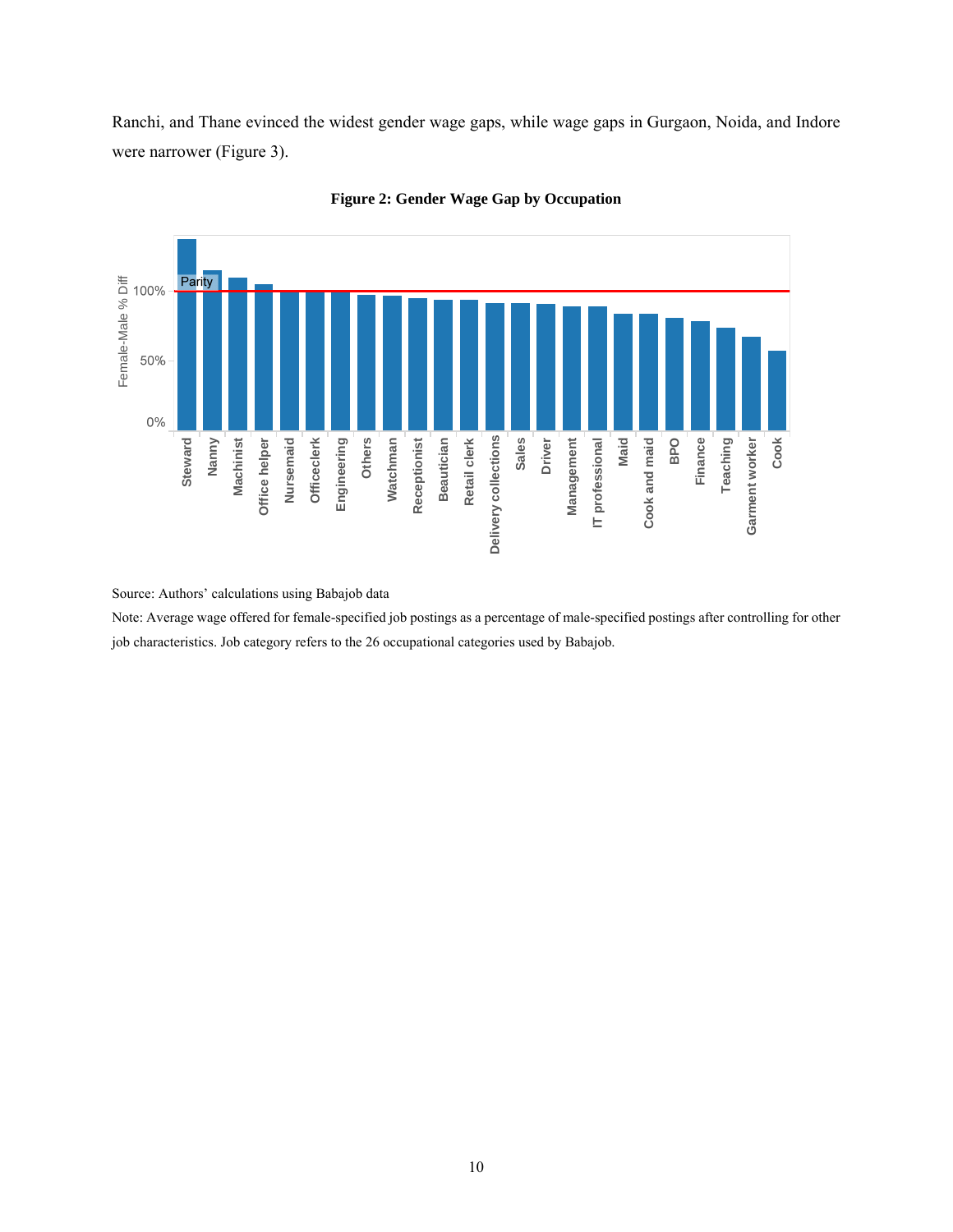Ranchi, and Thane evinced the widest gender wage gaps, while wage gaps in Gurgaon, Noida, and Indore were narrower (Figure 3).

**Figure 2: Gender Wage Gap by Occupation**

Source: Authors' calculations using Babajob data

Note: Average wage offered for female-specified job postings as a percentage of male-specified postings after controlling for other job characteristics. Job category refers to the 26 occupational categories used by Babajob.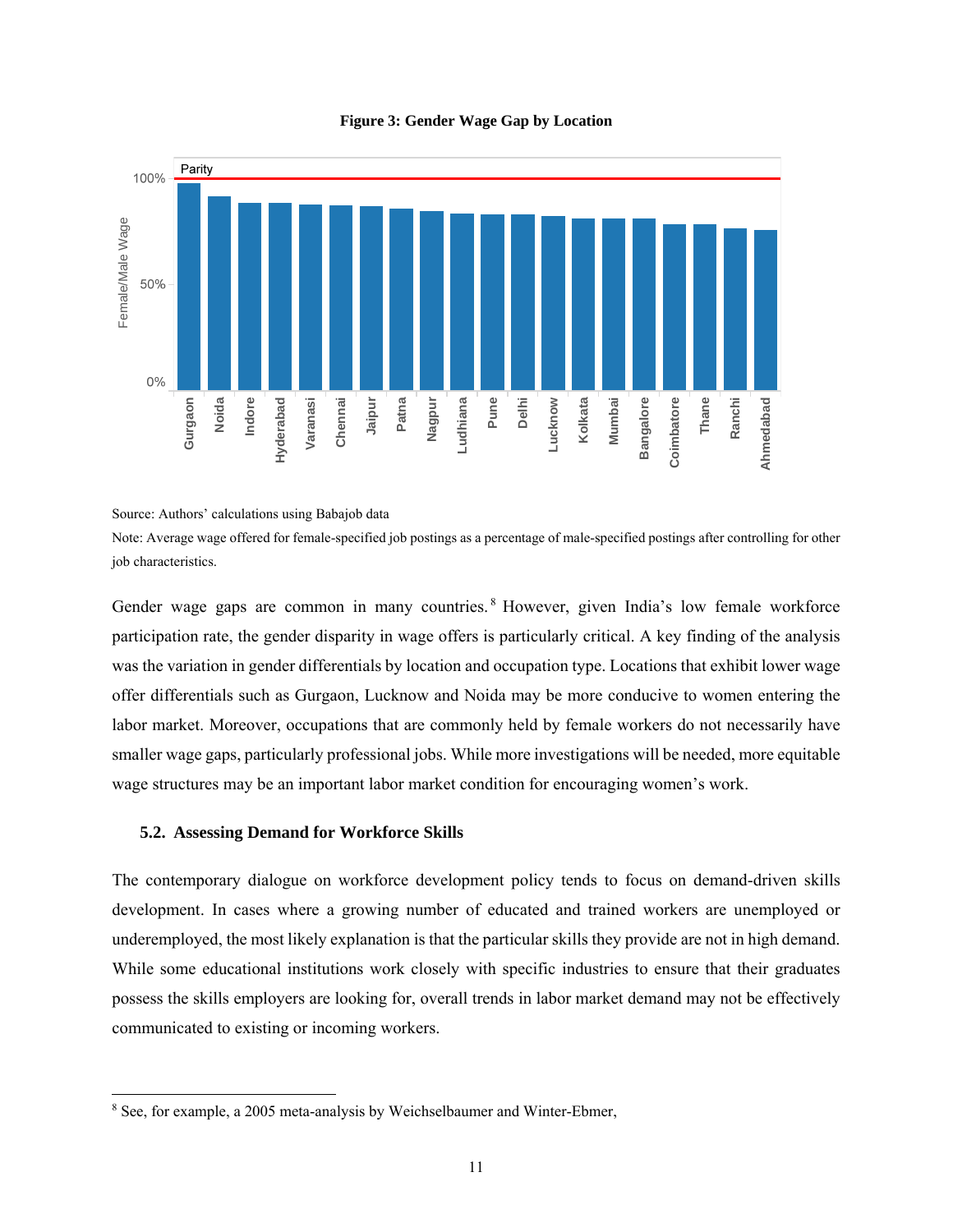**Figure 3: Gender Wage Gap by Location**

Source: Authors' calculations using Babajob data

Note: Average wage offered for female-specified job postings as a percentage of male-specified postings after controlling for other job characteristics.

Gender wage gaps are common in many countries.[8] However, given India's low female workforce participation rate, the gender disparity in wage offers is particularly critical. A key finding of the analysis was the variation in gender differentials by location and occupation type. Locations that exhibit lower wage offer differentials such as Gurgaon, Lucknow and Noida may be more conducive to women entering the labor market. Moreover, occupations that are commonly held by female workers do not necessarily have smaller wage gaps, particularly professional jobs. While more investigations will be needed, more equitable wage structures may be an important labor market condition for encouraging women's work.

### 5.2. Assessing Demand for Workforce Skills

The contemporary dialogue on workforce development policy tends to focus on demand-driven skills development. In cases where a growing number of educated and trained workers are unemployed or underemployed, the most likely explanation is that the particular skills they provide are not in high demand. While some educational institutions work closely with specific industries to ensure that their graduates possess the skills employers are looking for, overall trends in labor market demand may not be effectively communicated to existing or incoming workers.

---

[8] See, for example, a 2005 meta-analysis by Weichselbaumer and Winter-Ebmer,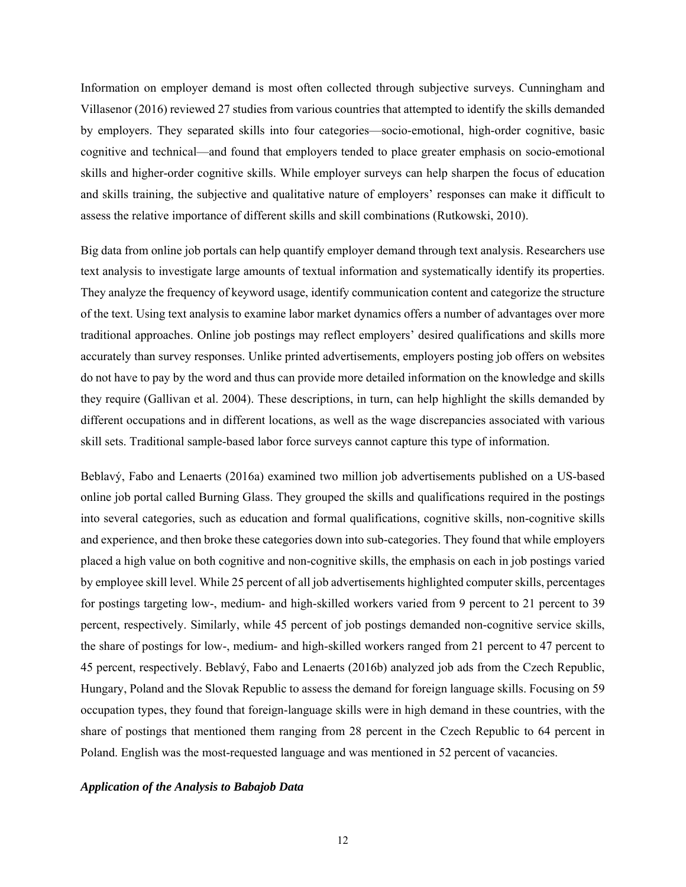Information on employer demand is most often collected through subjective surveys. Cunningham and Villasenor (2016) reviewed 27 studies from various countries that attempted to identify the skills demanded by employers. They separated skills into four categories—socio-emotional, high-order cognitive, basic cognitive and technical—and found that employers tended to place greater emphasis on socio-emotional skills and higher-order cognitive skills. While employer surveys can help sharpen the focus of education and skills training, the subjective and qualitative nature of employers' responses can make it difficult to assess the relative importance of different skills and skill combinations (Rutkowski, 2010).

Big data from online job portals can help quantify employer demand through text analysis. Researchers use text analysis to investigate large amounts of textual information and systematically identify its properties. They analyze the frequency of keyword usage, identify communication content and categorize the structure of the text. Using text analysis to examine labor market dynamics offers a number of advantages over more traditional approaches. Online job postings may reflect employers' desired qualifications and skills more accurately than survey responses. Unlike printed advertisements, employers posting job offers on websites do not have to pay by the word and thus can provide more detailed information on the knowledge and skills they require (Gallivan et al. 2004). These descriptions, in turn, can help highlight the skills demanded by different occupations and in different locations, as well as the wage discrepancies associated with various skill sets. Traditional sample-based labor force surveys cannot capture this type of information.

Beblavý, Fabo and Lenaerts (2016a) examined two million job advertisements published on a US-based online job portal called Burning Glass. They grouped the skills and qualifications required in the postings into several categories, such as education and formal qualifications, cognitive skills, non-cognitive skills and experience, and then broke these categories down into sub-categories. They found that while employers placed a high value on both cognitive and non-cognitive skills, the emphasis on each in job postings varied by employee skill level. While 25 percent of all job advertisements highlighted computer skills, percentages for postings targeting low-, medium- and high-skilled workers varied from 9 percent to 21 percent to 39 percent, respectively. Similarly, while 45 percent of job postings demanded non-cognitive service skills, the share of postings for low-, medium- and high-skilled workers ranged from 21 percent to 47 percent to 45 percent, respectively. Beblavý, Fabo and Lenaerts (2016b) analyzed job ads from the Czech Republic, Hungary, Poland and the Slovak Republic to assess the demand for foreign language skills. Focusing on 59 occupation types, they found that foreign-language skills were in high demand in these countries, with the share of postings that mentioned them ranging from 28 percent in the Czech Republic to 64 percent in Poland. English was the most-requested language and was mentioned in 52 percent of vacancies.

### *Application of the Analysis to Babajob Data*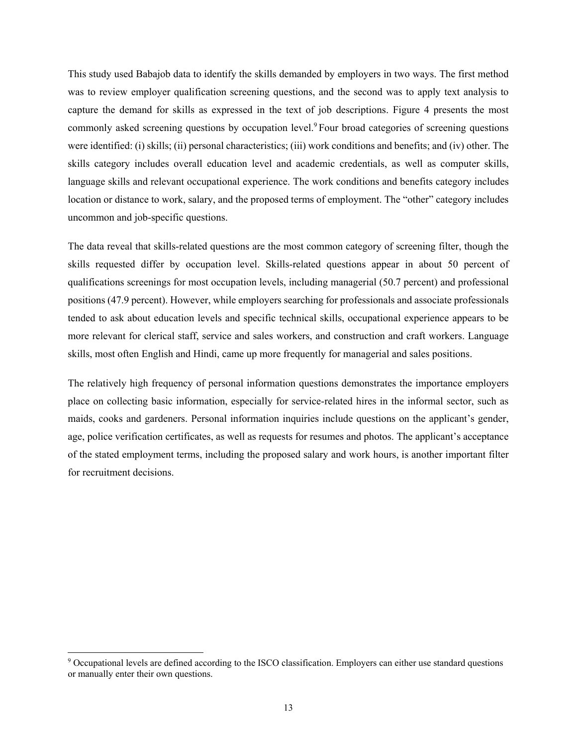This study used Babajob data to identify the skills demanded by employers in two ways. The first method was to review employer qualification screening questions, and the second was to apply text analysis to capture the demand for skills as expressed in the text of job descriptions. Figure 4 presents the most commonly asked screening questions by occupation level.[9] Four broad categories of screening questions were identified: (i) skills; (ii) personal characteristics; (iii) work conditions and benefits; and (iv) other. The skills category includes overall education level and academic credentials, as well as computer skills, language skills and relevant occupational experience. The work conditions and benefits category includes location or distance to work, salary, and the proposed terms of employment. The "other" category includes uncommon and job-specific questions.

The data reveal that skills-related questions are the most common category of screening filter, though the skills requested differ by occupation level. Skills-related questions appear in about 50 percent of qualifications screenings for most occupation levels, including managerial (50.7 percent) and professional positions (47.9 percent). However, while employers searching for professionals and associate professionals tended to ask about education levels and specific technical skills, occupational experience appears to be more relevant for clerical staff, service and sales workers, and construction and craft workers. Language skills, most often English and Hindi, came up more frequently for managerial and sales positions.

The relatively high frequency of personal information questions demonstrates the importance employers place on collecting basic information, especially for service-related hires in the informal sector, such as maids, cooks and gardeners. Personal information inquiries include questions on the applicant's gender, age, police verification certificates, as well as requests for resumes and photos. The applicant's acceptance of the stated employment terms, including the proposed salary and work hours, is another important filter for recruitment decisions.

[9] Occupational levels are defined according to the ISCO classification. Employers can either use standard questions or manually enter their own questions.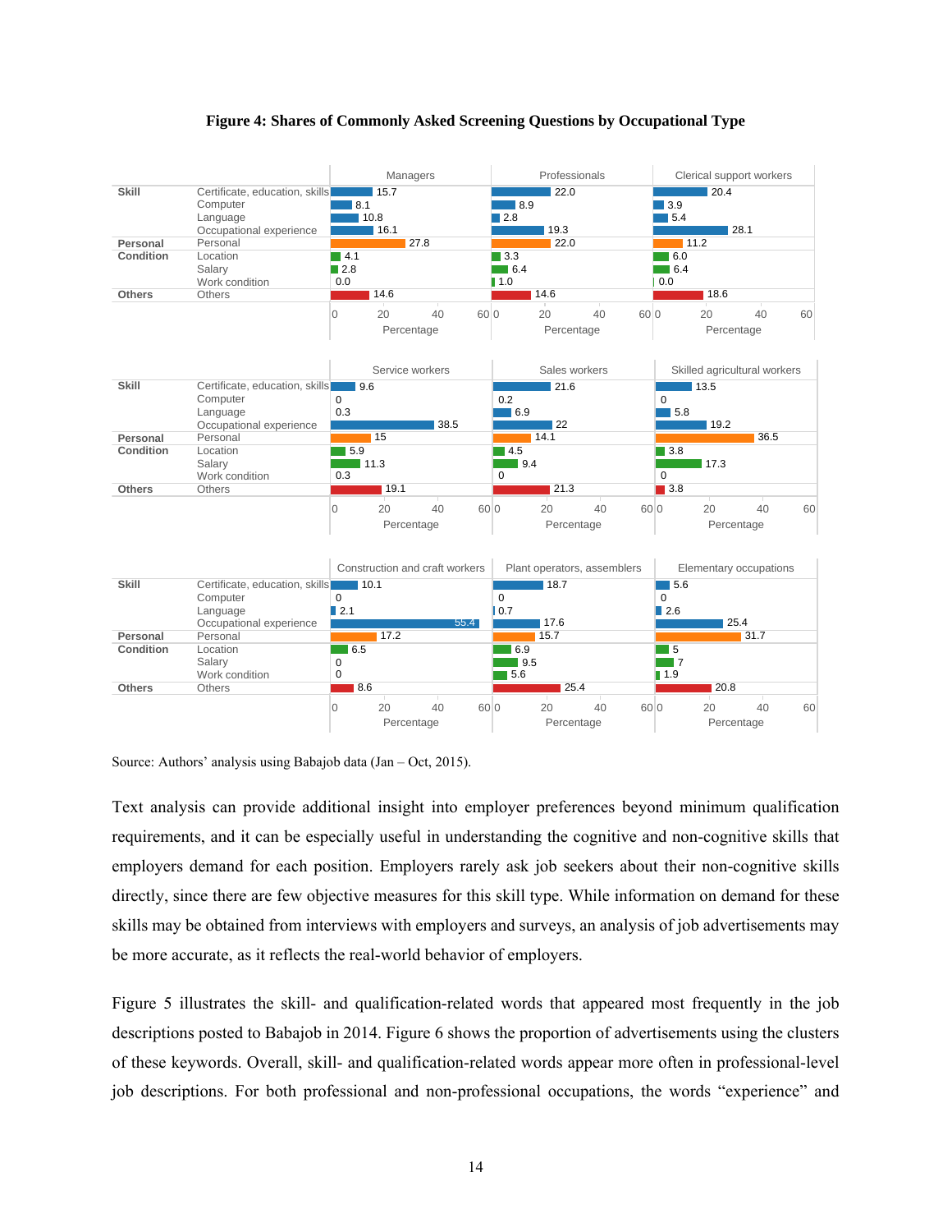**Figure 4: Shares of Commonly Asked Screening Questions by Occupational Type**

| Category | Question | Managers | Professionals | Clerical support workers | Service workers | Sales workers | Skilled agricultural workers | Construction and craft workers | Plant operators, assemblers | Elementary occupations |
|---|---|---|---|---|---|---|---|---|---|---|
| Skill | Certificate, education, skills | 15.7 | 22.0 | 20.4 | 9.6 | 21.6 | 13.5 | 10.1 | 18.7 | 5.6 |
| | Computer | 8.1 | 8.9 | 3.9 | 0 | 0.2 | 0 | 0 | 0 | 0 |
| | Language | 10.8 | 2.8 | 5.4 | 0.3 | 6.9 | 5.8 | 2.1 | 0.7 | 2.6 |
| | Occupational experience | 16.1 | 19.3 | 28.1 | 38.5 | 22 | 19.2 | 55.4 | 17.6 | 25.4 |
| Personal | Personal | 27.8 | 22.0 | 11.2 | 15 | 14.1 | 36.5 | 17.2 | 15.7 | 31.7 |
| Condition | Location | 4.1 | 3.3 | 6.0 | 5.9 | 4.5 | 3.8 | 6.5 | 6.9 | 5 |
| | Salary | 2.8 | 6.4 | 6.4 | 11.3 | 9.4 | 17.3 | 0 | 9.5 | 7 |
| | Work condition | 0.0 | 1.0 | 0.0 | 0.3 | 0 | 0 | 0 | 5.6 | 1.9 |
| Others | Others | 14.6 | 14.6 | 18.6 | 19.1 | 21.3 | 3.8 | 8.6 | 25.4 | 20.8 |

Source: Authors' analysis using Babajob data (Jan – Oct, 2015).

Text analysis can provide additional insight into employer preferences beyond minimum qualification requirements, and it can be especially useful in understanding the cognitive and non-cognitive skills that employers demand for each position. Employers rarely ask job seekers about their non-cognitive skills directly, since there are few objective measures for this skill type. While information on demand for these skills may be obtained from interviews with employers and surveys, an analysis of job advertisements may be more accurate, as it reflects the real-world behavior of employers.

Figure 5 illustrates the skill- and qualification-related words that appeared most frequently in the job descriptions posted to Babajob in 2014. Figure 6 shows the proportion of advertisements using the clusters of these keywords. Overall, skill- and qualification-related words appear more often in professional-level job descriptions. For both professional and non-professional occupations, the words "experience" and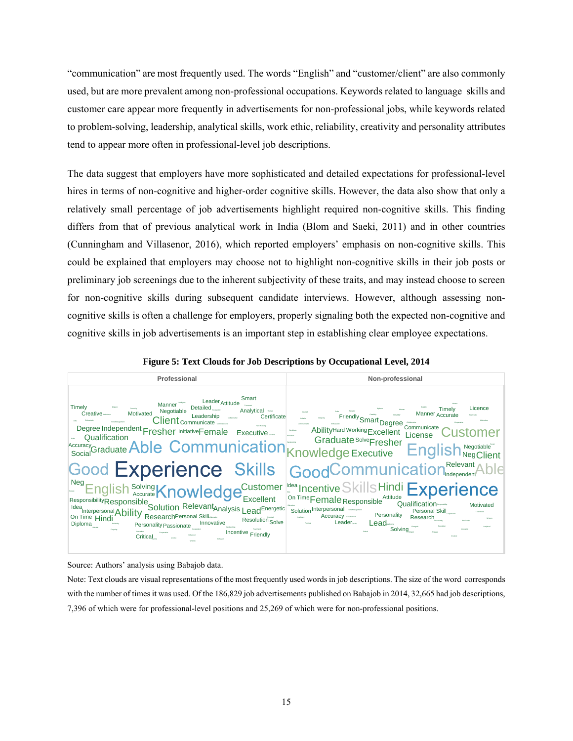"communication" are most frequently used. The words "English" and "customer/client" are also commonly used, but are more prevalent among non-professional occupations. Keywords related to language skills and customer care appear more frequently in advertisements for non-professional jobs, while keywords related to problem-solving, leadership, analytical skills, work ethic, reliability, creativity and personality attributes tend to appear more often in professional-level job descriptions.

The data suggest that employers have more sophisticated and detailed expectations for professional-level hires in terms of non-cognitive and higher-order cognitive skills. However, the data also show that only a relatively small percentage of job advertisements highlight required non-cognitive skills. This finding differs from that of previous analytical work in India (Blom and Saeki, 2011) and in other countries (Cunningham and Villasenor, 2016), which reported employers' emphasis on non-cognitive skills. This could be explained that employers may choose not to highlight non-cognitive skills in their job posts or preliminary job screenings due to the inherent subjectivity of these traits, and may instead choose to screen for non-cognitive skills during subsequent candidate interviews. However, although assessing non-cognitive skills is often a challenge for employers, properly signaling both the expected non-cognitive and cognitive skills in job advertisements is an important step in establishing clear employee expectations.

**Figure 5: Text Clouds for Job Descriptions by Occupational Level, 2014**

Source: Authors' analysis using Babajob data.

Note: Text clouds are visual representations of the most frequently used words in job descriptions. The size of the word corresponds with the number of times it was used. Of the 186,829 job advertisements published on Babajob in 2014, 32,665 had job descriptions, 7,396 of which were for professional-level positions and 25,269 of which were for non-professional positions.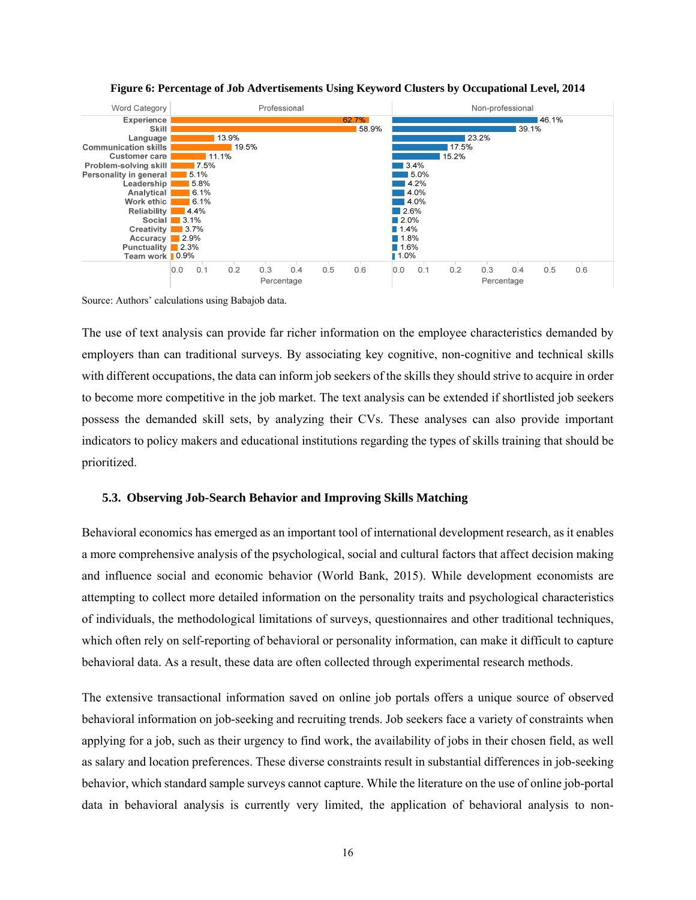**Figure 6: Percentage of Job Advertisements Using Keyword Clusters by Occupational Level, 2014**

| Word Category | Professional | Non-professional |
|---|---|---|
| Experience | 62.7% | 46.1% |
| Skill | 58.9% | 39.1% |
| Language | 13.9% | 23.2% |
| Communication skills | 19.5% | 17.5% |
| Customer care | 11.1% | 15.2% |
| Problem-solving skill | 7.5% | 3.4% |
| Personality in general | 5.1% | 5.0% |
| Leadership | 5.8% | 4.2% |
| Analytical | 6.1% | 4.0% |
| Work ethic | 6.1% | 4.0% |
| Reliability | 4.4% | 2.6% |
| Social | 3.1% | 2.0% |
| Creativity | 3.7% | 1.4% |
| Accuracy | 2.9% | 1.8% |
| Punctuality | 2.3% | 1.6% |
| Team work | 0.9% | 1.0% |

Source: Authors' calculations using Babajob data.

The use of text analysis can provide far richer information on the employee characteristics demanded by employers than can traditional surveys. By associating key cognitive, non-cognitive and technical skills with different occupations, the data can inform job seekers of the skills they should strive to acquire in order to become more competitive in the job market. The text analysis can be extended if shortlisted job seekers possess the demanded skill sets, by analyzing their CVs. These analyses can also provide important indicators to policy makers and educational institutions regarding the types of skills training that should be prioritized.

### 5.3. Observing Job-Search Behavior and Improving Skills Matching

Behavioral economics has emerged as an important tool of international development research, as it enables a more comprehensive analysis of the psychological, social and cultural factors that affect decision making and influence social and economic behavior (World Bank, 2015). While development economists are attempting to collect more detailed information on the personality traits and psychological characteristics of individuals, the methodological limitations of surveys, questionnaires and other traditional techniques, which often rely on self-reporting of behavioral or personality information, can make it difficult to capture behavioral data. As a result, these data are often collected through experimental research methods.

The extensive transactional information saved on online job portals offers a unique source of observed behavioral information on job-seeking and recruiting trends. Job seekers face a variety of constraints when applying for a job, such as their urgency to find work, the availability of jobs in their chosen field, as well as salary and location preferences. These diverse constraints result in substantial differences in job-seeking behavior, which standard sample surveys cannot capture. While the literature on the use of online job-portal data in behavioral analysis is currently very limited, the application of behavioral analysis to non-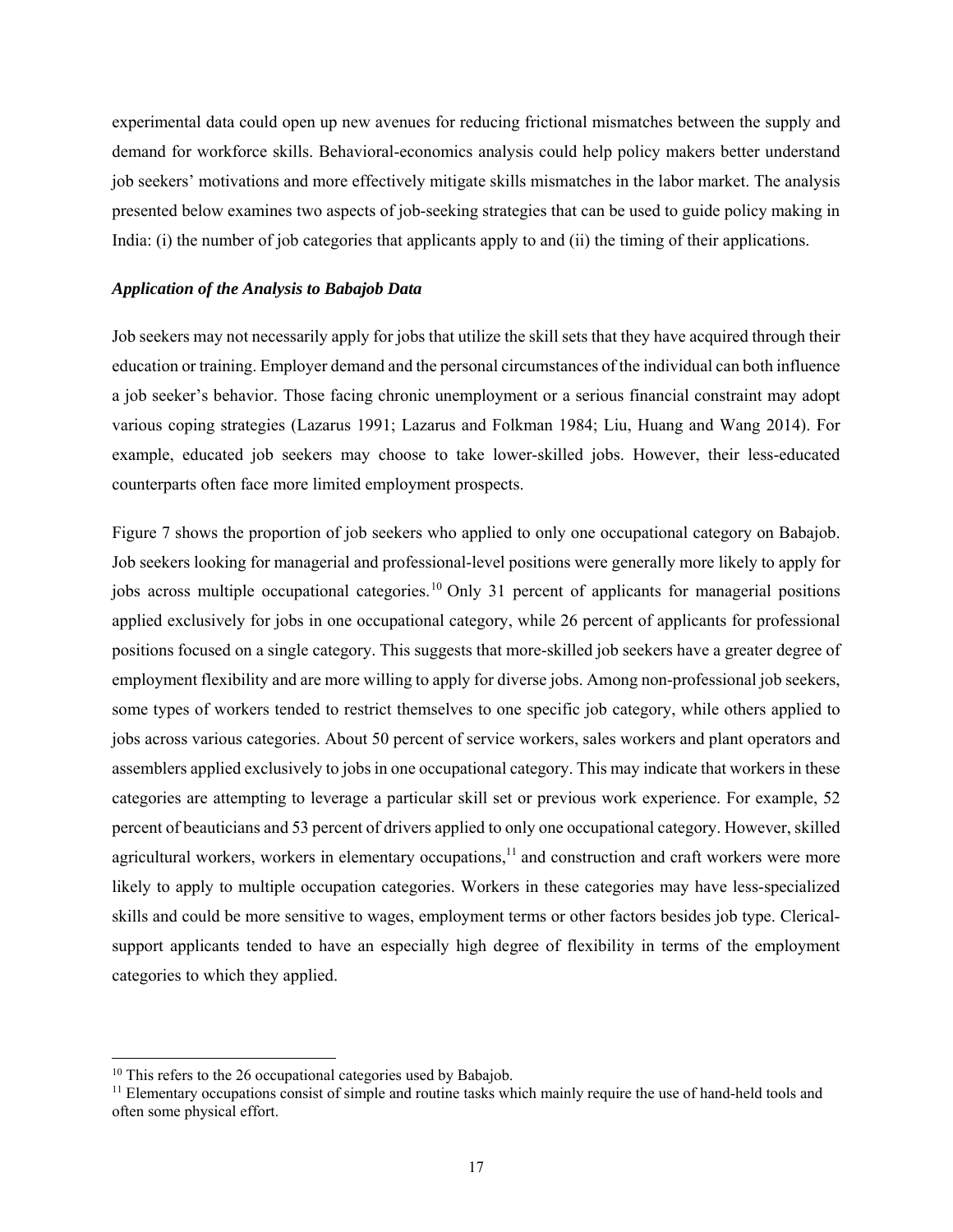experimental data could open up new avenues for reducing frictional mismatches between the supply and demand for workforce skills. Behavioral-economics analysis could help policy makers better understand job seekers' motivations and more effectively mitigate skills mismatches in the labor market. The analysis presented below examines two aspects of job-seeking strategies that can be used to guide policy making in India: (i) the number of job categories that applicants apply to and (ii) the timing of their applications.

### *Application of the Analysis to Babajob Data*

Job seekers may not necessarily apply for jobs that utilize the skill sets that they have acquired through their education or training. Employer demand and the personal circumstances of the individual can both influence a job seeker's behavior. Those facing chronic unemployment or a serious financial constraint may adopt various coping strategies (Lazarus 1991; Lazarus and Folkman 1984; Liu, Huang and Wang 2014). For example, educated job seekers may choose to take lower-skilled jobs. However, their less-educated counterparts often face more limited employment prospects.

Figure 7 shows the proportion of job seekers who applied to only one occupational category on Babajob. Job seekers looking for managerial and professional-level positions were generally more likely to apply for jobs across multiple occupational categories.[10] Only 31 percent of applicants for managerial positions applied exclusively for jobs in one occupational category, while 26 percent of applicants for professional positions focused on a single category. This suggests that more-skilled job seekers have a greater degree of employment flexibility and are more willing to apply for diverse jobs. Among non-professional job seekers, some types of workers tended to restrict themselves to one specific job category, while others applied to jobs across various categories. About 50 percent of service workers, sales workers and plant operators and assemblers applied exclusively to jobs in one occupational category. This may indicate that workers in these categories are attempting to leverage a particular skill set or previous work experience. For example, 52 percent of beauticians and 53 percent of drivers applied to only one occupational category. However, skilled agricultural workers, workers in elementary occupations,[11] and construction and craft workers were more likely to apply to multiple occupation categories. Workers in these categories may have less-specialized skills and could be more sensitive to wages, employment terms or other factors besides job type. Clerical-support applicants tended to have an especially high degree of flexibility in terms of the employment categories to which they applied.

---

[10] This refers to the 26 occupational categories used by Babajob.

[11] Elementary occupations consist of simple and routine tasks which mainly require the use of hand-held tools and often some physical effort.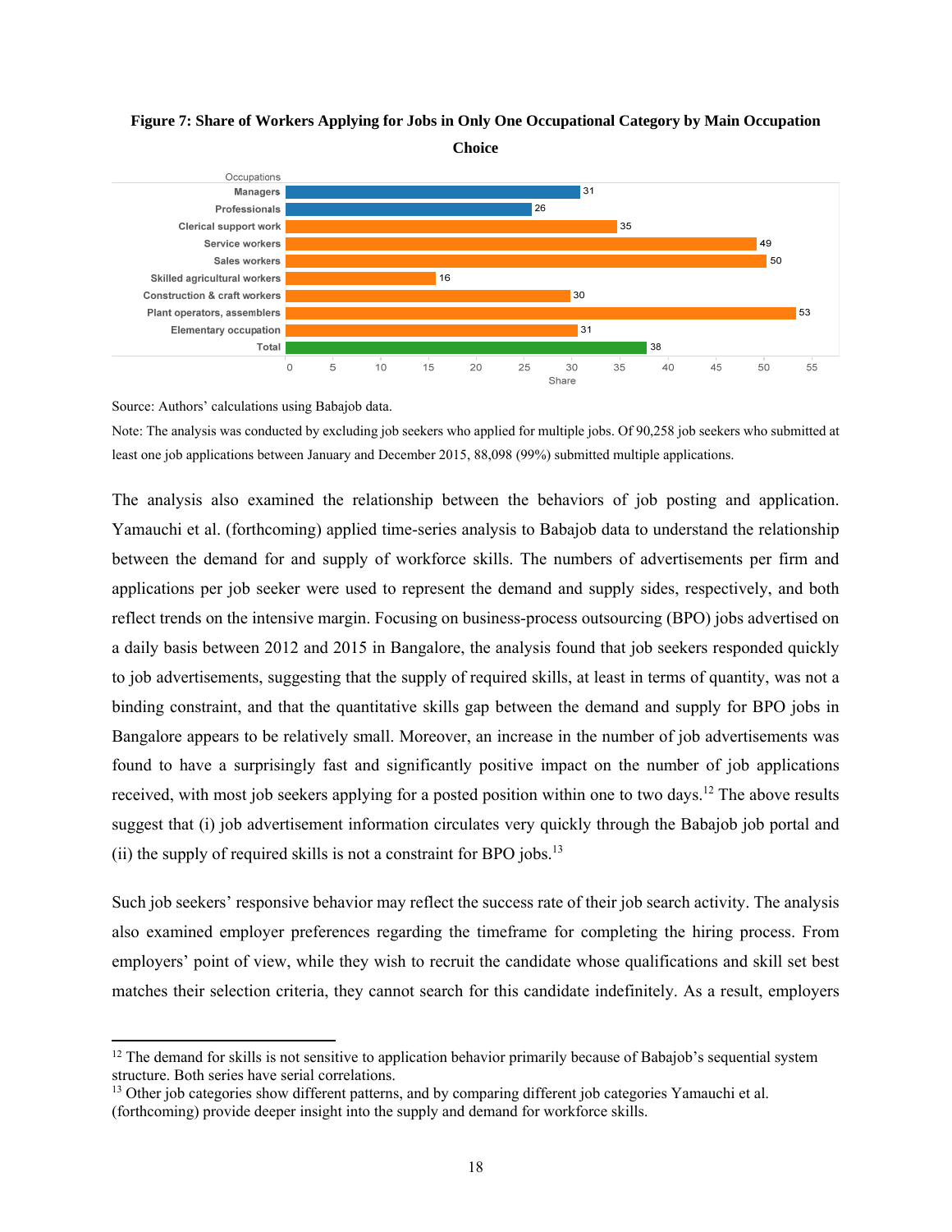**Figure 7: Share of Workers Applying for Jobs in Only One Occupational Category by Main Occupation Choice**

| Occupations | Share |
|---|---|
| Managers | 31 |
| Professionals | 26 |
| Clerical support work | 35 |
| Service workers | 49 |
| Sales workers | 50 |
| Skilled agricultural workers | 16 |
| Construction & craft workers | 30 |
| Plant operators, assemblers | 53 |
| Elementary occupation | 31 |
| Total | 38 |

Source: Authors' calculations using Babajob data.

Note: The analysis was conducted by excluding job seekers who applied for multiple jobs. Of 90,258 job seekers who submitted at least one job applications between January and December 2015, 88,098 (99%) submitted multiple applications.

The analysis also examined the relationship between the behaviors of job posting and application. Yamauchi et al. (forthcoming) applied time-series analysis to Babajob data to understand the relationship between the demand for and supply of workforce skills. The numbers of advertisements per firm and applications per job seeker were used to represent the demand and supply sides, respectively, and both reflect trends on the intensive margin. Focusing on business-process outsourcing (BPO) jobs advertised on a daily basis between 2012 and 2015 in Bangalore, the analysis found that job seekers responded quickly to job advertisements, suggesting that the supply of required skills, at least in terms of quantity, was not a binding constraint, and that the quantitative skills gap between the demand and supply for BPO jobs in Bangalore appears to be relatively small. Moreover, an increase in the number of job advertisements was found to have a surprisingly fast and significantly positive impact on the number of job applications received, with most job seekers applying for a posted position within one to two days.[12] The above results suggest that (i) job advertisement information circulates very quickly through the Babajob job portal and (ii) the supply of required skills is not a constraint for BPO jobs.[13]

Such job seekers' responsive behavior may reflect the success rate of their job search activity. The analysis also examined employer preferences regarding the timeframe for completing the hiring process. From employers' point of view, while they wish to recruit the candidate whose qualifications and skill set best matches their selection criteria, they cannot search for this candidate indefinitely. As a result, employers

[12] The demand for skills is not sensitive to application behavior primarily because of Babajob's sequential system structure. Both series have serial correlations.

[13] Other job categories show different patterns, and by comparing different job categories Yamauchi et al. (forthcoming) provide deeper insight into the supply and demand for workforce skills.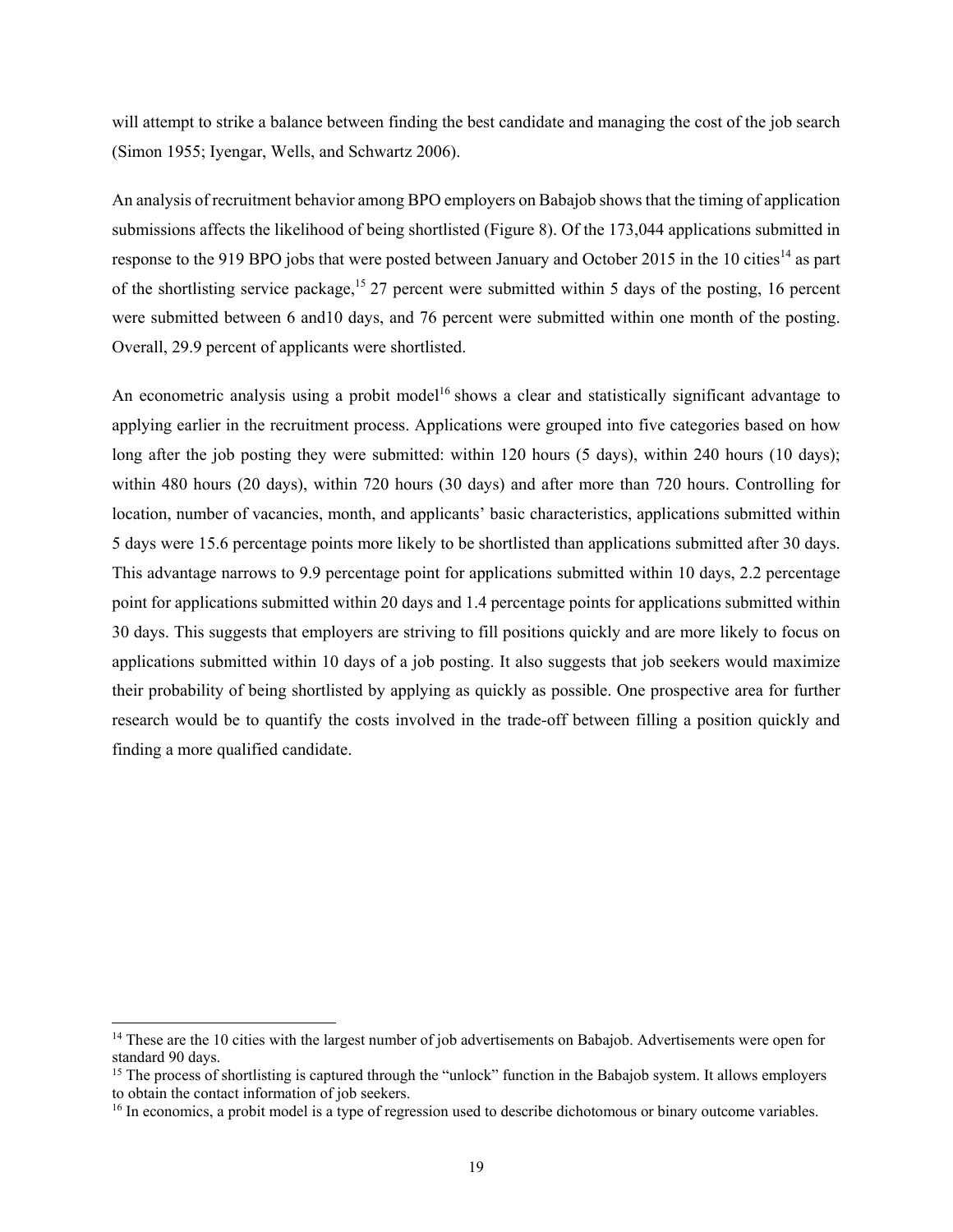will attempt to strike a balance between finding the best candidate and managing the cost of the job search (Simon 1955; Iyengar, Wells, and Schwartz 2006).

An analysis of recruitment behavior among BPO employers on Babajob shows that the timing of application submissions affects the likelihood of being shortlisted (Figure 8). Of the 173,044 applications submitted in response to the 919 BPO jobs that were posted between January and October 2015 in the 10 cities[14] as part of the shortlisting service package,[15] 27 percent were submitted within 5 days of the posting, 16 percent were submitted between 6 and10 days, and 76 percent were submitted within one month of the posting. Overall, 29.9 percent of applicants were shortlisted.

An econometric analysis using a probit model[16] shows a clear and statistically significant advantage to applying earlier in the recruitment process. Applications were grouped into five categories based on how long after the job posting they were submitted: within 120 hours (5 days), within 240 hours (10 days); within 480 hours (20 days), within 720 hours (30 days) and after more than 720 hours. Controlling for location, number of vacancies, month, and applicants' basic characteristics, applications submitted within 5 days were 15.6 percentage points more likely to be shortlisted than applications submitted after 30 days. This advantage narrows to 9.9 percentage point for applications submitted within 10 days, 2.2 percentage point for applications submitted within 20 days and 1.4 percentage points for applications submitted within 30 days. This suggests that employers are striving to fill positions quickly and are more likely to focus on applications submitted within 10 days of a job posting. It also suggests that job seekers would maximize their probability of being shortlisted by applying as quickly as possible. One prospective area for further research would be to quantify the costs involved in the trade-off between filling a position quickly and finding a more qualified candidate.

[14] These are the 10 cities with the largest number of job advertisements on Babajob. Advertisements were open for standard 90 days.

[15] The process of shortlisting is captured through the "unlock" function in the Babajob system. It allows employers to obtain the contact information of job seekers.

[16] In economics, a probit model is a type of regression used to describe dichotomous or binary outcome variables.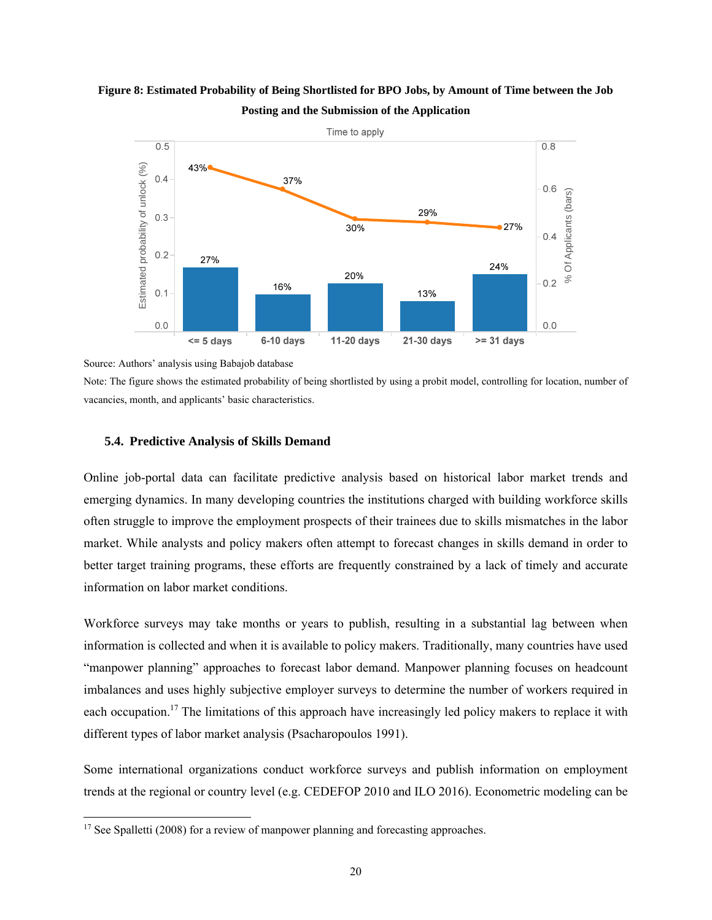**Figure 8: Estimated Probability of Being Shortlisted for BPO Jobs, by Amount of Time between the Job Posting and the Submission of the Application**

Source: Authors' analysis using Babajob database

Note: The figure shows the estimated probability of being shortlisted by using a probit model, controlling for location, number of vacancies, month, and applicants' basic characteristics.

### 5.4. Predictive Analysis of Skills Demand

Online job-portal data can facilitate predictive analysis based on historical labor market trends and emerging dynamics. In many developing countries the institutions charged with building workforce skills often struggle to improve the employment prospects of their trainees due to skills mismatches in the labor market. While analysts and policy makers often attempt to forecast changes in skills demand in order to better target training programs, these efforts are frequently constrained by a lack of timely and accurate information on labor market conditions.

Workforce surveys may take months or years to publish, resulting in a substantial lag between when information is collected and when it is available to policy makers. Traditionally, many countries have used "manpower planning" approaches to forecast labor demand. Manpower planning focuses on headcount imbalances and uses highly subjective employer surveys to determine the number of workers required in each occupation.[17] The limitations of this approach have increasingly led policy makers to replace it with different types of labor market analysis (Psacharopoulos 1991).

Some international organizations conduct workforce surveys and publish information on employment trends at the regional or country level (e.g. CEDEFOP 2010 and ILO 2016). Econometric modeling can be

[17] See Spalletti (2008) for a review of manpower planning and forecasting approaches.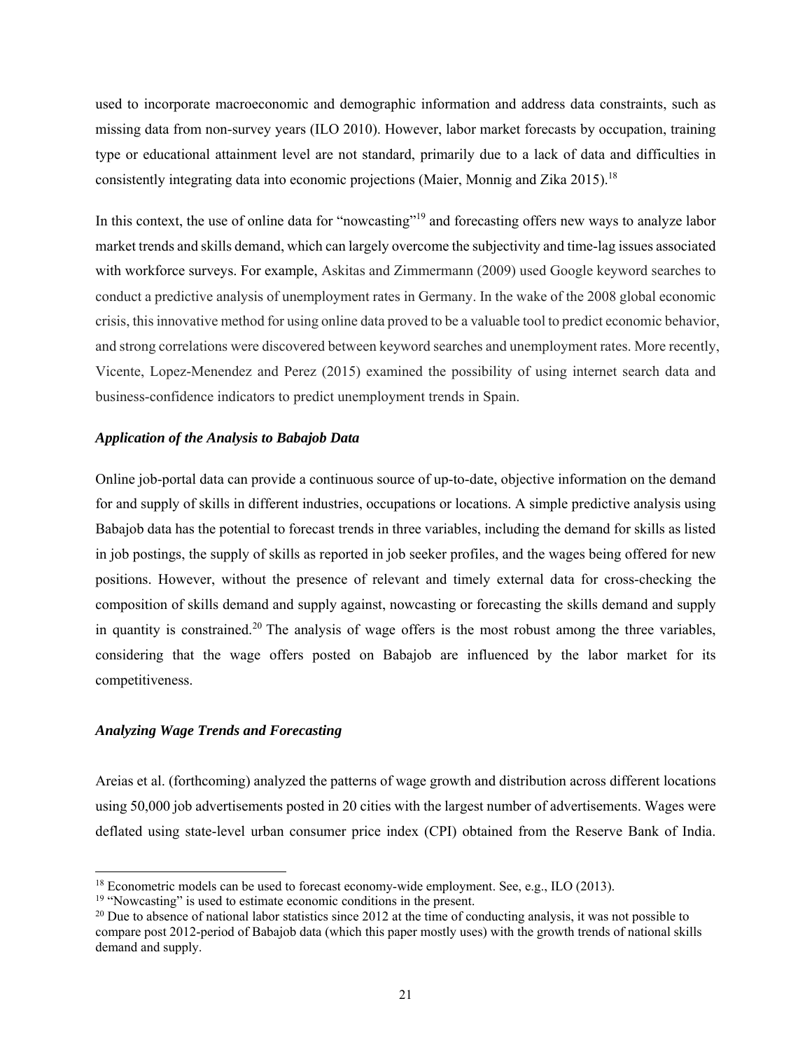used to incorporate macroeconomic and demographic information and address data constraints, such as missing data from non-survey years (ILO 2010). However, labor market forecasts by occupation, training type or educational attainment level are not standard, primarily due to a lack of data and difficulties in consistently integrating data into economic projections (Maier, Monnig and Zika 2015).[18]

In this context, the use of online data for "nowcasting"[19] and forecasting offers new ways to analyze labor market trends and skills demand, which can largely overcome the subjectivity and time-lag issues associated with workforce surveys. For example, Askitas and Zimmermann (2009) used Google keyword searches to conduct a predictive analysis of unemployment rates in Germany. In the wake of the 2008 global economic crisis, this innovative method for using online data proved to be a valuable tool to predict economic behavior, and strong correlations were discovered between keyword searches and unemployment rates. More recently, Vicente, Lopez-Menendez and Perez (2015) examined the possibility of using internet search data and business-confidence indicators to predict unemployment trends in Spain.

***Application of the Analysis to Babajob Data***

Online job-portal data can provide a continuous source of up-to-date, objective information on the demand for and supply of skills in different industries, occupations or locations. A simple predictive analysis using Babajob data has the potential to forecast trends in three variables, including the demand for skills as listed in job postings, the supply of skills as reported in job seeker profiles, and the wages being offered for new positions. However, without the presence of relevant and timely external data for cross-checking the composition of skills demand and supply against, nowcasting or forecasting the skills demand and supply in quantity is constrained.[20] The analysis of wage offers is the most robust among the three variables, considering that the wage offers posted on Babajob are influenced by the labor market for its competitiveness.

***Analyzing Wage Trends and Forecasting***

Areias et al. (forthcoming) analyzed the patterns of wage growth and distribution across different locations using 50,000 job advertisements posted in 20 cities with the largest number of advertisements. Wages were deflated using state-level urban consumer price index (CPI) obtained from the Reserve Bank of India.

---

[18] Econometric models can be used to forecast economy-wide employment. See, e.g., ILO (2013).

[19] "Nowcasting" is used to estimate economic conditions in the present.

[20] Due to absence of national labor statistics since 2012 at the time of conducting analysis, it was not possible to compare post 2012-period of Babajob data (which this paper mostly uses) with the growth trends of national skills demand and supply.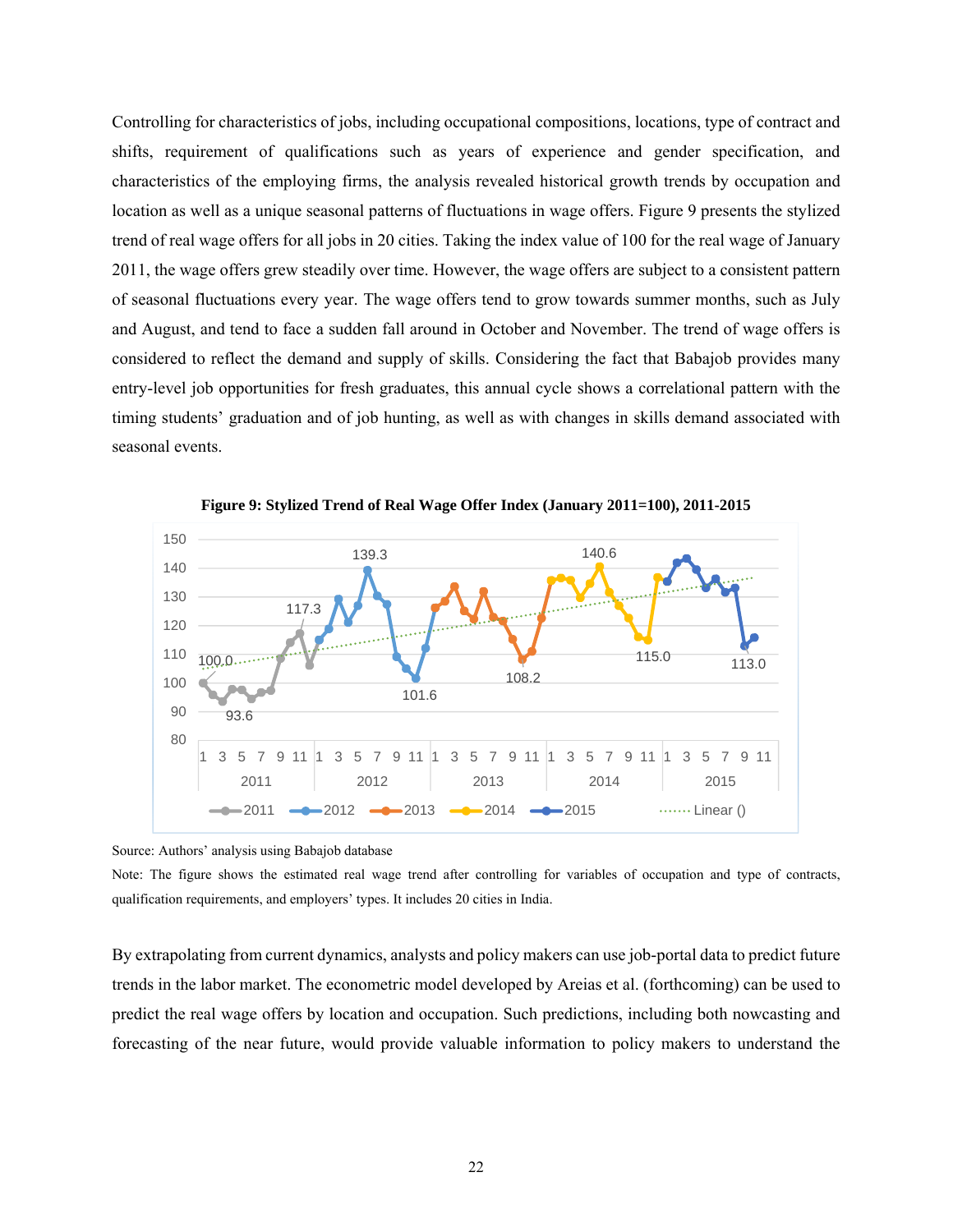Controlling for characteristics of jobs, including occupational compositions, locations, type of contract and shifts, requirement of qualifications such as years of experience and gender specification, and characteristics of the employing firms, the analysis revealed historical growth trends by occupation and location as well as a unique seasonal patterns of fluctuations in wage offers. Figure 9 presents the stylized trend of real wage offers for all jobs in 20 cities. Taking the index value of 100 for the real wage of January 2011, the wage offers grew steadily over time. However, the wage offers are subject to a consistent pattern of seasonal fluctuations every year. The wage offers tend to grow towards summer months, such as July and August, and tend to face a sudden fall around in October and November. The trend of wage offers is considered to reflect the demand and supply of skills. Considering the fact that Babajob provides many entry-level job opportunities for fresh graduates, this annual cycle shows a correlational pattern with the timing students' graduation and of job hunting, as well as with changes in skills demand associated with seasonal events.

**Figure 9: Stylized Trend of Real Wage Offer Index (January 2011=100), 2011-2015**

Source: Authors' analysis using Babajob database

Note: The figure shows the estimated real wage trend after controlling for variables of occupation and type of contracts, qualification requirements, and employers' types. It includes 20 cities in India.

By extrapolating from current dynamics, analysts and policy makers can use job-portal data to predict future trends in the labor market. The econometric model developed by Areias et al. (forthcoming) can be used to predict the real wage offers by location and occupation. Such predictions, including both nowcasting and forecasting of the near future, would provide valuable information to policy makers to understand the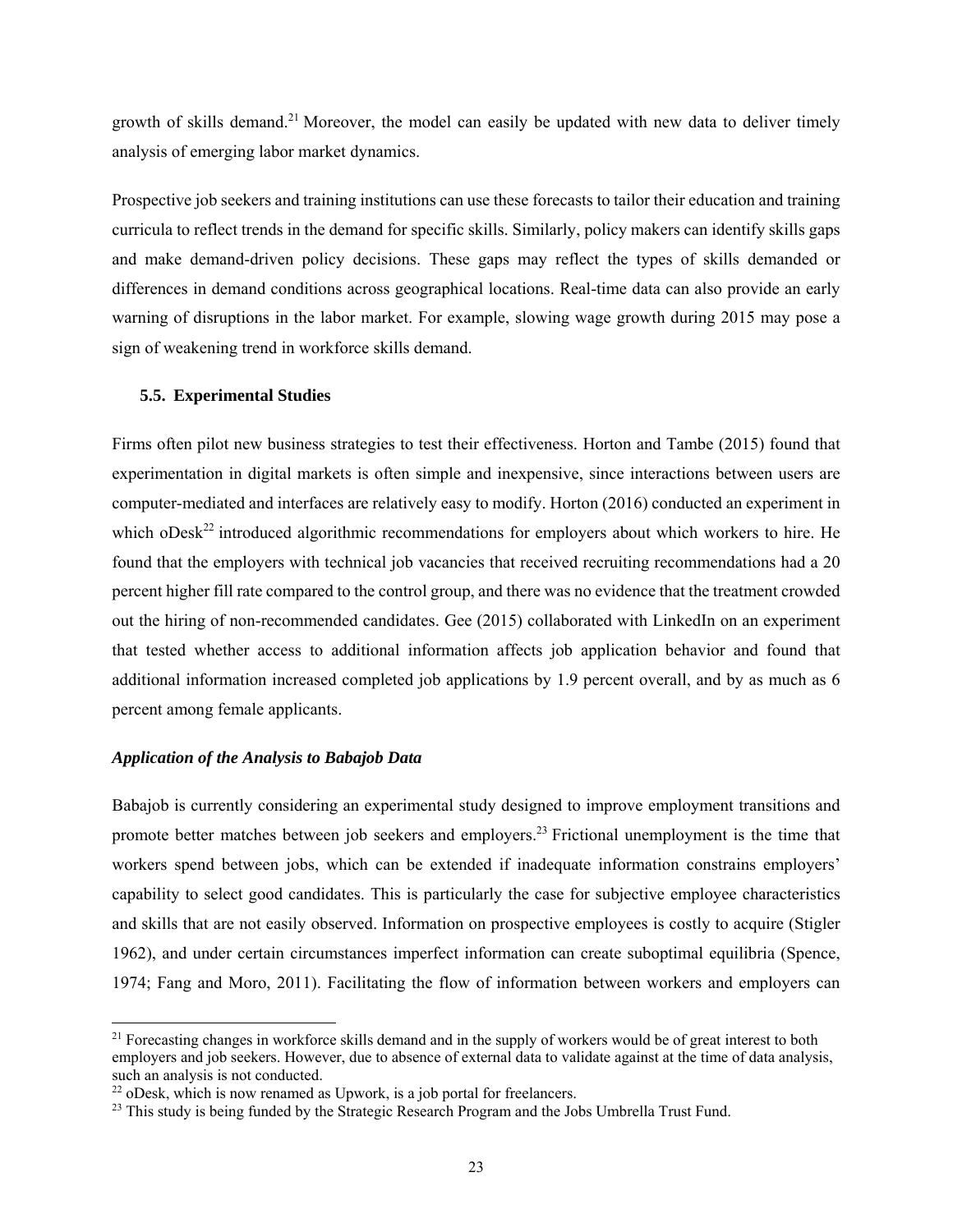growth of skills demand.[21] Moreover, the model can easily be updated with new data to deliver timely analysis of emerging labor market dynamics.

Prospective job seekers and training institutions can use these forecasts to tailor their education and training curricula to reflect trends in the demand for specific skills. Similarly, policy makers can identify skills gaps and make demand-driven policy decisions. These gaps may reflect the types of skills demanded or differences in demand conditions across geographical locations. Real-time data can also provide an early warning of disruptions in the labor market. For example, slowing wage growth during 2015 may pose a sign of weakening trend in workforce skills demand.

### 5.5. Experimental Studies

Firms often pilot new business strategies to test their effectiveness. Horton and Tambe (2015) found that experimentation in digital markets is often simple and inexpensive, since interactions between users are computer-mediated and interfaces are relatively easy to modify. Horton (2016) conducted an experiment in which oDesk[22] introduced algorithmic recommendations for employers about which workers to hire. He found that the employers with technical job vacancies that received recruiting recommendations had a 20 percent higher fill rate compared to the control group, and there was no evidence that the treatment crowded out the hiring of non-recommended candidates. Gee (2015) collaborated with LinkedIn on an experiment that tested whether access to additional information affects job application behavior and found that additional information increased completed job applications by 1.9 percent overall, and by as much as 6 percent among female applicants.

#### *Application of the Analysis to Babajob Data*

Babajob is currently considering an experimental study designed to improve employment transitions and promote better matches between job seekers and employers.[23] Frictional unemployment is the time that workers spend between jobs, which can be extended if inadequate information constrains employers' capability to select good candidates. This is particularly the case for subjective employee characteristics and skills that are not easily observed. Information on prospective employees is costly to acquire (Stigler 1962), and under certain circumstances imperfect information can create suboptimal equilibria (Spence, 1974; Fang and Moro, 2011). Facilitating the flow of information between workers and employers can

[21] Forecasting changes in workforce skills demand and in the supply of workers would be of great interest to both employers and job seekers. However, due to absence of external data to validate against at the time of data analysis, such an analysis is not conducted.

[22] oDesk, which is now renamed as Upwork, is a job portal for freelancers.

[23] This study is being funded by the Strategic Research Program and the Jobs Umbrella Trust Fund.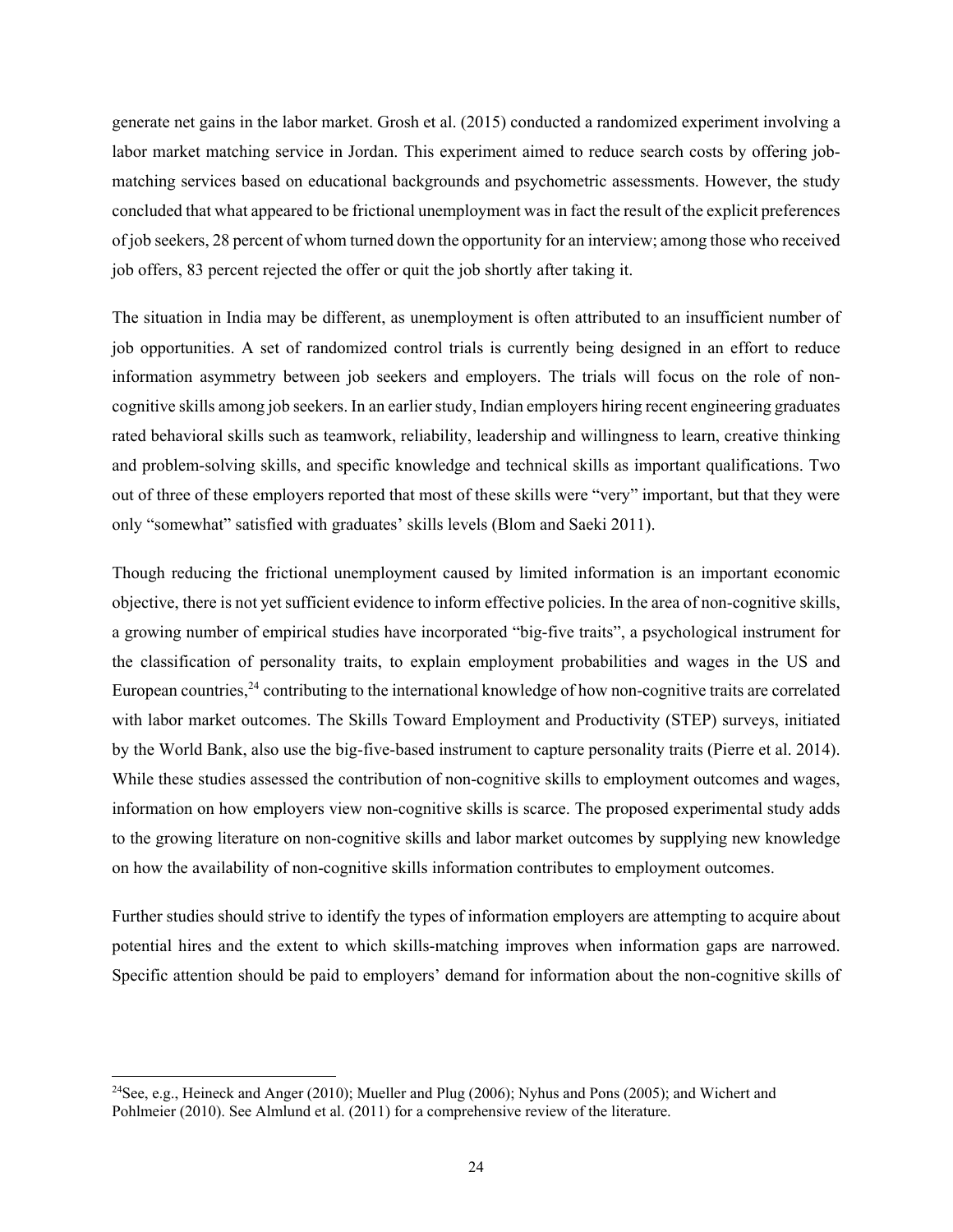generate net gains in the labor market. Grosh et al. (2015) conducted a randomized experiment involving a labor market matching service in Jordan. This experiment aimed to reduce search costs by offering job-matching services based on educational backgrounds and psychometric assessments. However, the study concluded that what appeared to be frictional unemployment was in fact the result of the explicit preferences of job seekers, 28 percent of whom turned down the opportunity for an interview; among those who received job offers, 83 percent rejected the offer or quit the job shortly after taking it.

The situation in India may be different, as unemployment is often attributed to an insufficient number of job opportunities. A set of randomized control trials is currently being designed in an effort to reduce information asymmetry between job seekers and employers. The trials will focus on the role of non-cognitive skills among job seekers. In an earlier study, Indian employers hiring recent engineering graduates rated behavioral skills such as teamwork, reliability, leadership and willingness to learn, creative thinking and problem-solving skills, and specific knowledge and technical skills as important qualifications. Two out of three of these employers reported that most of these skills were "very" important, but that they were only "somewhat" satisfied with graduates' skills levels (Blom and Saeki 2011).

Though reducing the frictional unemployment caused by limited information is an important economic objective, there is not yet sufficient evidence to inform effective policies. In the area of non-cognitive skills, a growing number of empirical studies have incorporated "big-five traits", a psychological instrument for the classification of personality traits, to explain employment probabilities and wages in the US and European countries,[24] contributing to the international knowledge of how non-cognitive traits are correlated with labor market outcomes. The Skills Toward Employment and Productivity (STEP) surveys, initiated by the World Bank, also use the big-five-based instrument to capture personality traits (Pierre et al. 2014). While these studies assessed the contribution of non-cognitive skills to employment outcomes and wages, information on how employers view non-cognitive skills is scarce. The proposed experimental study adds to the growing literature on non-cognitive skills and labor market outcomes by supplying new knowledge on how the availability of non-cognitive skills information contributes to employment outcomes.

Further studies should strive to identify the types of information employers are attempting to acquire about potential hires and the extent to which skills-matching improves when information gaps are narrowed. Specific attention should be paid to employers' demand for information about the non-cognitive skills of

[24] See, e.g., Heineck and Anger (2010); Mueller and Plug (2006); Nyhus and Pons (2005); and Wichert and Pohlmeier (2010). See Almlund et al. (2011) for a comprehensive review of the literature.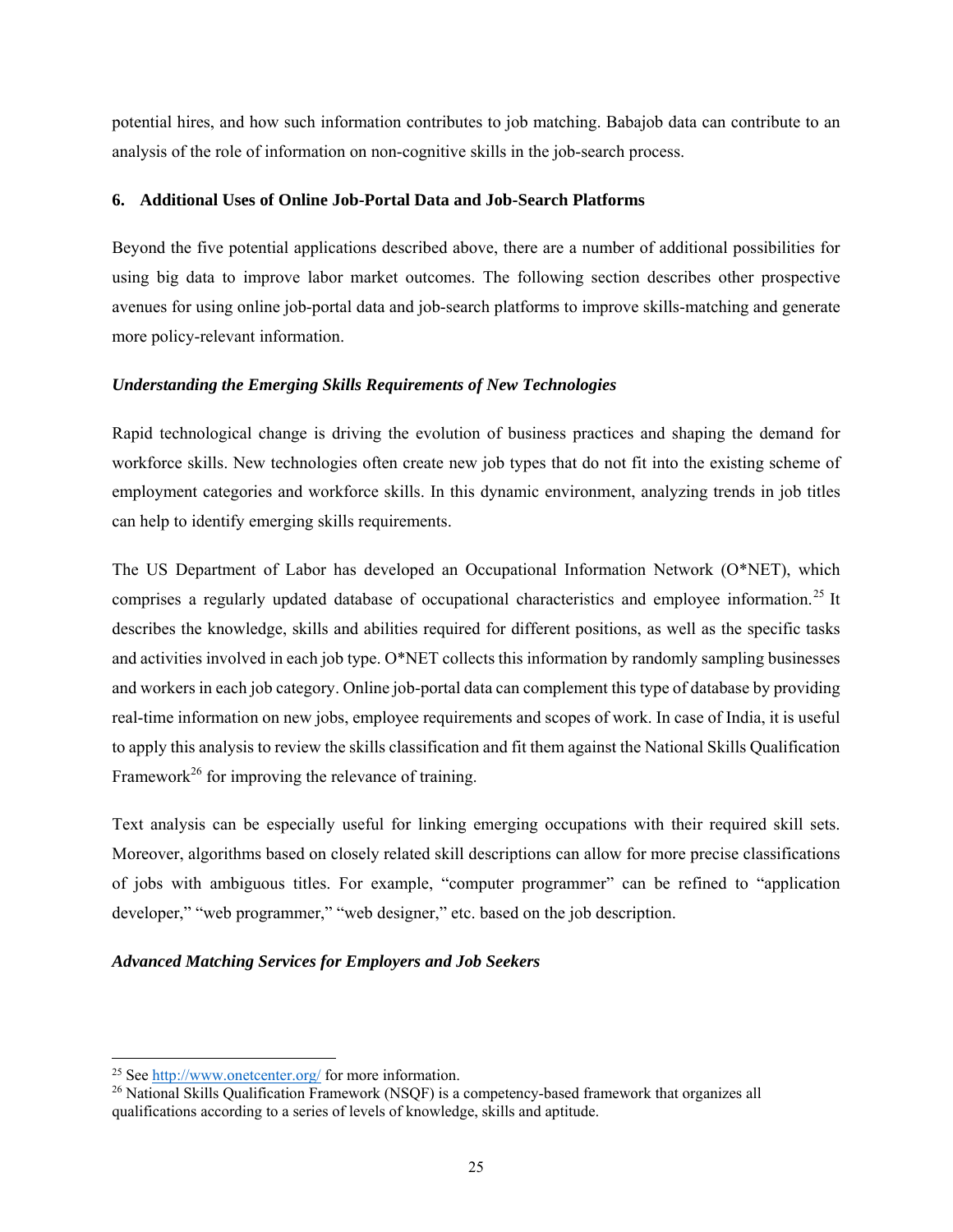potential hires, and how such information contributes to job matching. Babajob data can contribute to an analysis of the role of information on non-cognitive skills in the job-search process.

### 6. Additional Uses of Online Job-Portal Data and Job-Search Platforms

Beyond the five potential applications described above, there are a number of additional possibilities for using big data to improve labor market outcomes. The following section describes other prospective avenues for using online job-portal data and job-search platforms to improve skills-matching and generate more policy-relevant information.

#### *Understanding the Emerging Skills Requirements of New Technologies*

Rapid technological change is driving the evolution of business practices and shaping the demand for workforce skills. New technologies often create new job types that do not fit into the existing scheme of employment categories and workforce skills. In this dynamic environment, analyzing trends in job titles can help to identify emerging skills requirements.

The US Department of Labor has developed an Occupational Information Network (O*NET), which comprises a regularly updated database of occupational characteristics and employee information.[25] It describes the knowledge, skills and abilities required for different positions, as well as the specific tasks and activities involved in each job type. O*NET collects this information by randomly sampling businesses and workers in each job category. Online job-portal data can complement this type of database by providing real-time information on new jobs, employee requirements and scopes of work. In case of India, it is useful to apply this analysis to review the skills classification and fit them against the National Skills Qualification Framework[26] for improving the relevance of training.

Text analysis can be especially useful for linking emerging occupations with their required skill sets. Moreover, algorithms based on closely related skill descriptions can allow for more precise classifications of jobs with ambiguous titles. For example, "computer programmer" can be refined to "application developer," "web programmer," "web designer," etc. based on the job description.

#### *Advanced Matching Services for Employers and Job Seekers*

---

[25] See http://www.onetcenter.org/ for more information.

[26] National Skills Qualification Framework (NSQF) is a competency-based framework that organizes all qualifications according to a series of levels of knowledge, skills and aptitude.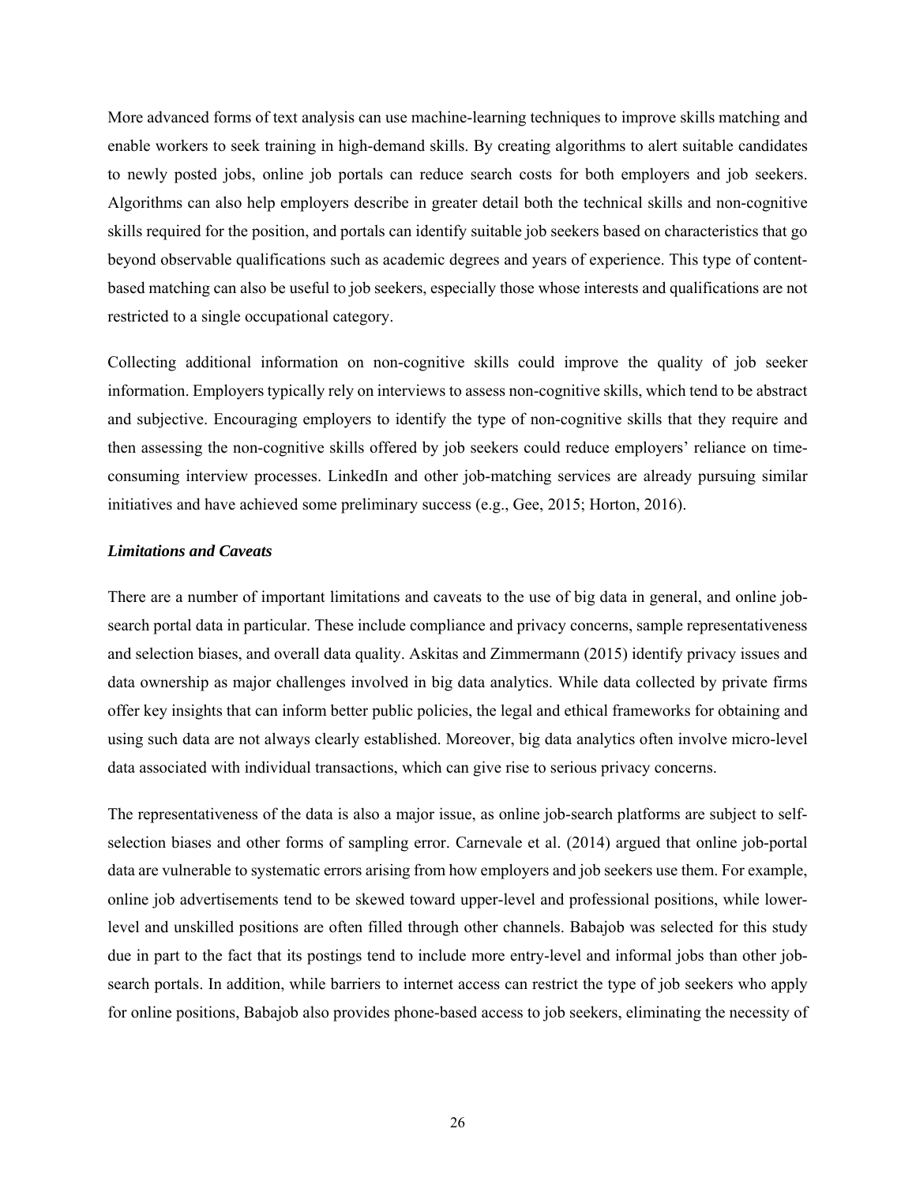More advanced forms of text analysis can use machine-learning techniques to improve skills matching and enable workers to seek training in high-demand skills. By creating algorithms to alert suitable candidates to newly posted jobs, online job portals can reduce search costs for both employers and job seekers. Algorithms can also help employers describe in greater detail both the technical skills and non-cognitive skills required for the position, and portals can identify suitable job seekers based on characteristics that go beyond observable qualifications such as academic degrees and years of experience. This type of content-based matching can also be useful to job seekers, especially those whose interests and qualifications are not restricted to a single occupational category.

Collecting additional information on non-cognitive skills could improve the quality of job seeker information. Employers typically rely on interviews to assess non-cognitive skills, which tend to be abstract and subjective. Encouraging employers to identify the type of non-cognitive skills that they require and then assessing the non-cognitive skills offered by job seekers could reduce employers' reliance on time-consuming interview processes. LinkedIn and other job-matching services are already pursuing similar initiatives and have achieved some preliminary success (e.g., Gee, 2015; Horton, 2016).

### *Limitations and Caveats*

There are a number of important limitations and caveats to the use of big data in general, and online job-search portal data in particular. These include compliance and privacy concerns, sample representativeness and selection biases, and overall data quality. Askitas and Zimmermann (2015) identify privacy issues and data ownership as major challenges involved in big data analytics. While data collected by private firms offer key insights that can inform better public policies, the legal and ethical frameworks for obtaining and using such data are not always clearly established. Moreover, big data analytics often involve micro-level data associated with individual transactions, which can give rise to serious privacy concerns.

The representativeness of the data is also a major issue, as online job-search platforms are subject to self-selection biases and other forms of sampling error. Carnevale et al. (2014) argued that online job-portal data are vulnerable to systematic errors arising from how employers and job seekers use them. For example, online job advertisements tend to be skewed toward upper-level and professional positions, while lower-level and unskilled positions are often filled through other channels. Babajob was selected for this study due in part to the fact that its postings tend to include more entry-level and informal jobs than other job-search portals. In addition, while barriers to internet access can restrict the type of job seekers who apply for online positions, Babajob also provides phone-based access to job seekers, eliminating the necessity of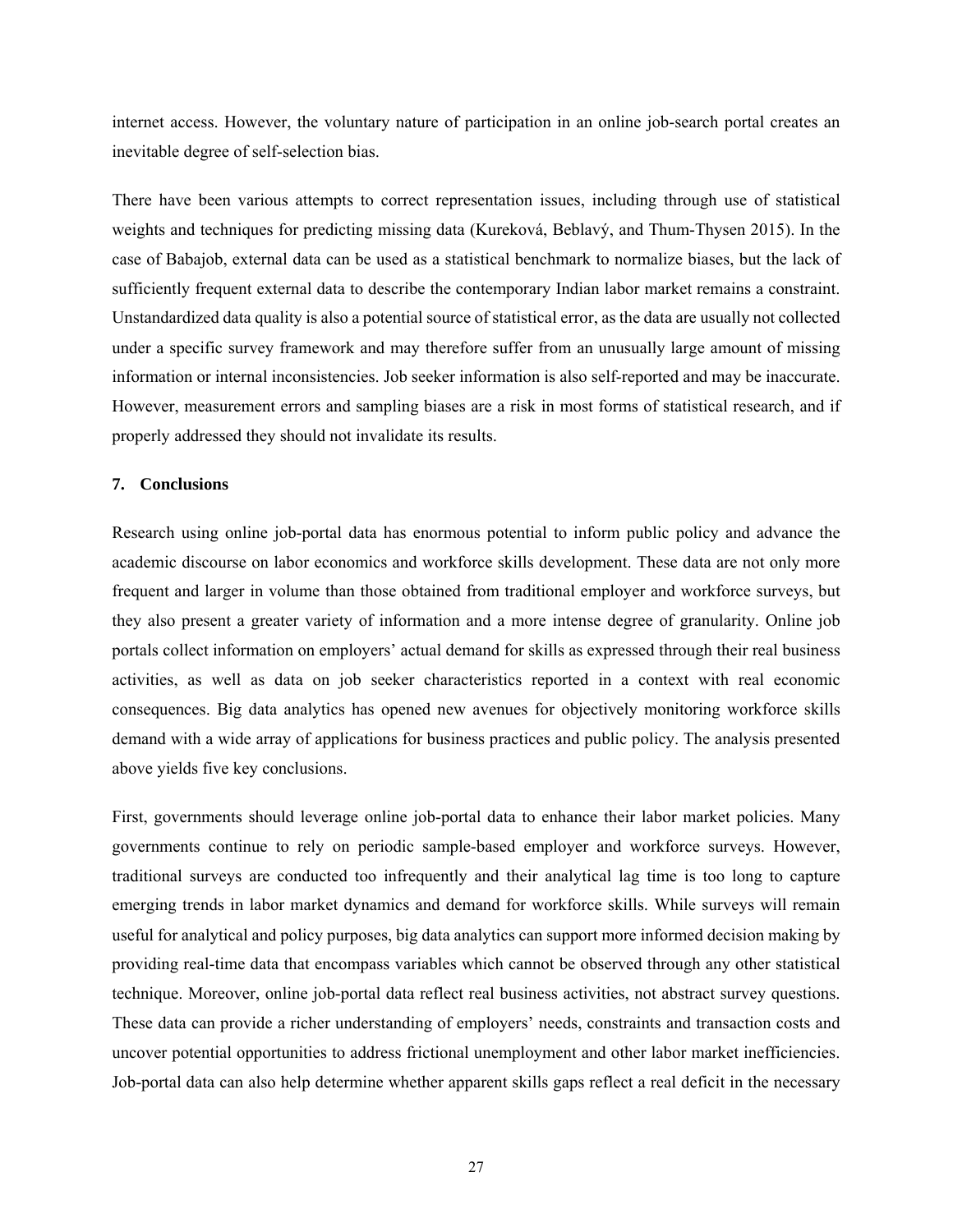internet access. However, the voluntary nature of participation in an online job-search portal creates an inevitable degree of self-selection bias.

There have been various attempts to correct representation issues, including through use of statistical weights and techniques for predicting missing data (Kureková, Beblavý, and Thum-Thysen 2015). In the case of Babajob, external data can be used as a statistical benchmark to normalize biases, but the lack of sufficiently frequent external data to describe the contemporary Indian labor market remains a constraint. Unstandardized data quality is also a potential source of statistical error, as the data are usually not collected under a specific survey framework and may therefore suffer from an unusually large amount of missing information or internal inconsistencies. Job seeker information is also self-reported and may be inaccurate. However, measurement errors and sampling biases are a risk in most forms of statistical research, and if properly addressed they should not invalidate its results.

## 7. Conclusions

Research using online job-portal data has enormous potential to inform public policy and advance the academic discourse on labor economics and workforce skills development. These data are not only more frequent and larger in volume than those obtained from traditional employer and workforce surveys, but they also present a greater variety of information and a more intense degree of granularity. Online job portals collect information on employers' actual demand for skills as expressed through their real business activities, as well as data on job seeker characteristics reported in a context with real economic consequences. Big data analytics has opened new avenues for objectively monitoring workforce skills demand with a wide array of applications for business practices and public policy. The analysis presented above yields five key conclusions.

First, governments should leverage online job-portal data to enhance their labor market policies. Many governments continue to rely on periodic sample-based employer and workforce surveys. However, traditional surveys are conducted too infrequently and their analytical lag time is too long to capture emerging trends in labor market dynamics and demand for workforce skills. While surveys will remain useful for analytical and policy purposes, big data analytics can support more informed decision making by providing real-time data that encompass variables which cannot be observed through any other statistical technique. Moreover, online job-portal data reflect real business activities, not abstract survey questions. These data can provide a richer understanding of employers' needs, constraints and transaction costs and uncover potential opportunities to address frictional unemployment and other labor market inefficiencies. Job-portal data can also help determine whether apparent skills gaps reflect a real deficit in the necessary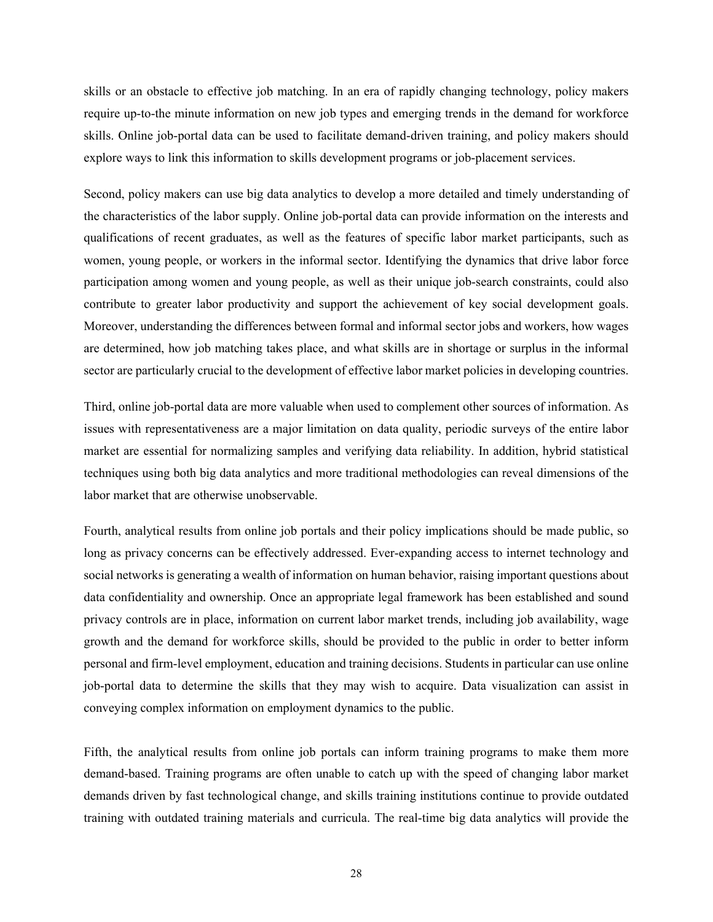skills or an obstacle to effective job matching. In an era of rapidly changing technology, policy makers require up-to-the minute information on new job types and emerging trends in the demand for workforce skills. Online job-portal data can be used to facilitate demand-driven training, and policy makers should explore ways to link this information to skills development programs or job-placement services.

Second, policy makers can use big data analytics to develop a more detailed and timely understanding of the characteristics of the labor supply. Online job-portal data can provide information on the interests and qualifications of recent graduates, as well as the features of specific labor market participants, such as women, young people, or workers in the informal sector. Identifying the dynamics that drive labor force participation among women and young people, as well as their unique job-search constraints, could also contribute to greater labor productivity and support the achievement of key social development goals. Moreover, understanding the differences between formal and informal sector jobs and workers, how wages are determined, how job matching takes place, and what skills are in shortage or surplus in the informal sector are particularly crucial to the development of effective labor market policies in developing countries.

Third, online job-portal data are more valuable when used to complement other sources of information. As issues with representativeness are a major limitation on data quality, periodic surveys of the entire labor market are essential for normalizing samples and verifying data reliability. In addition, hybrid statistical techniques using both big data analytics and more traditional methodologies can reveal dimensions of the labor market that are otherwise unobservable.

Fourth, analytical results from online job portals and their policy implications should be made public, so long as privacy concerns can be effectively addressed. Ever-expanding access to internet technology and social networks is generating a wealth of information on human behavior, raising important questions about data confidentiality and ownership. Once an appropriate legal framework has been established and sound privacy controls are in place, information on current labor market trends, including job availability, wage growth and the demand for workforce skills, should be provided to the public in order to better inform personal and firm-level employment, education and training decisions. Students in particular can use online job-portal data to determine the skills that they may wish to acquire. Data visualization can assist in conveying complex information on employment dynamics to the public.

Fifth, the analytical results from online job portals can inform training programs to make them more demand-based. Training programs are often unable to catch up with the speed of changing labor market demands driven by fast technological change, and skills training institutions continue to provide outdated training with outdated training materials and curricula. The real-time big data analytics will provide the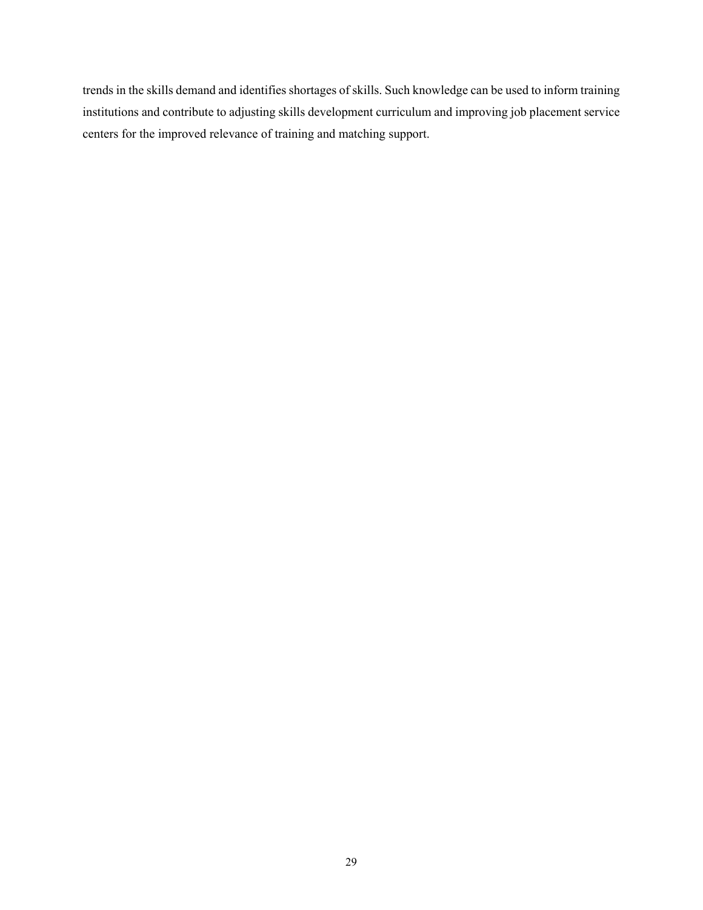trends in the skills demand and identifies shortages of skills. Such knowledge can be used to inform training institutions and contribute to adjusting skills development curriculum and improving job placement service centers for the improved relevance of training and matching support.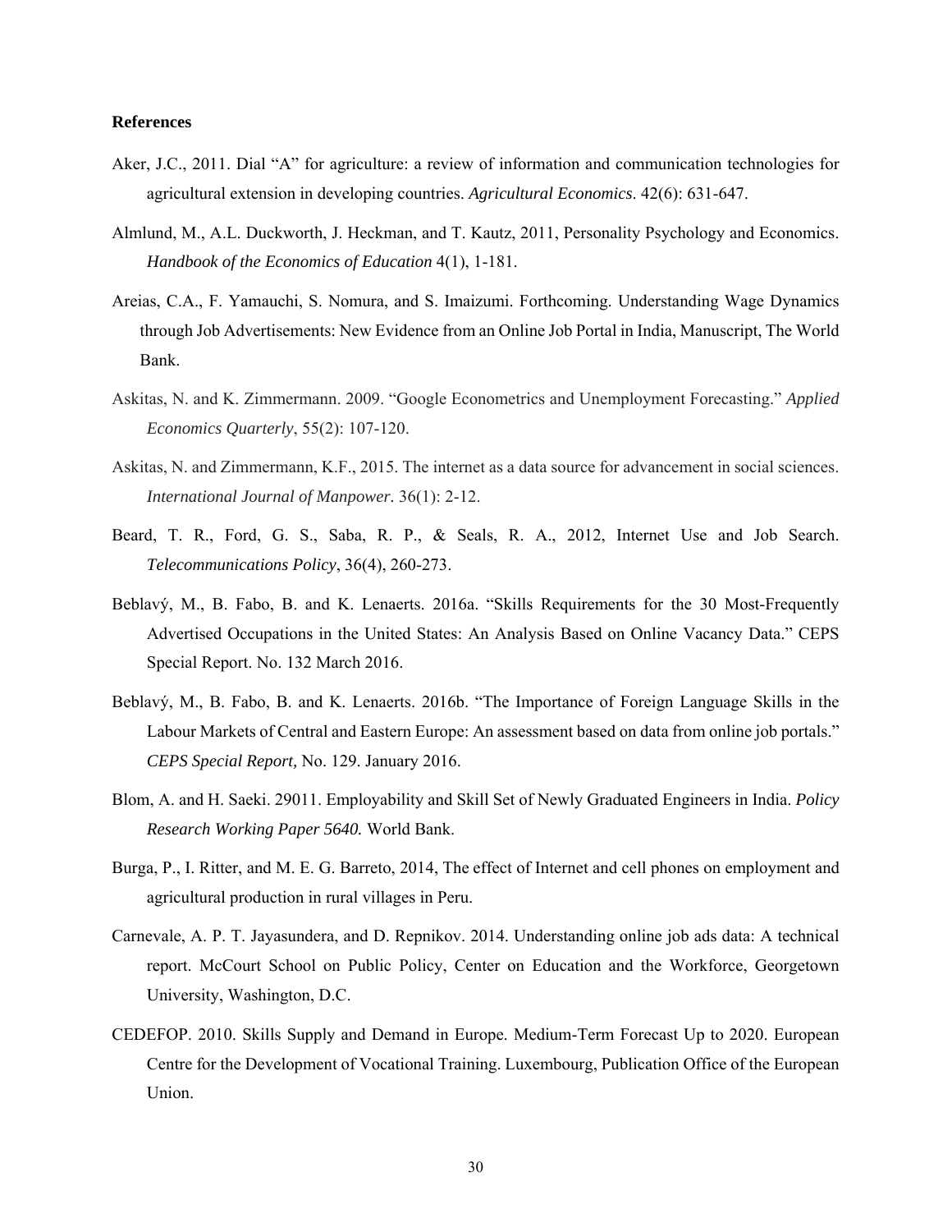**References**

Aker, J.C., 2011. Dial "A" for agriculture: a review of information and communication technologies for agricultural extension in developing countries. *Agricultural Economics*. 42(6): 631-647.

Almlund, M., A.L. Duckworth, J. Heckman, and T. Kautz, 2011, Personality Psychology and Economics. *Handbook of the Economics of Education* 4(1), 1-181.

Areias, C.A., F. Yamauchi, S. Nomura, and S. Imaizumi. Forthcoming. Understanding Wage Dynamics through Job Advertisements: New Evidence from an Online Job Portal in India, Manuscript, The World Bank.

Askitas, N. and K. Zimmermann. 2009. "Google Econometrics and Unemployment Forecasting." *Applied Economics Quarterly*, 55(2): 107-120.

Askitas, N. and Zimmermann, K.F., 2015. The internet as a data source for advancement in social sciences. *International Journal of Manpower*. 36(1): 2-12.

Beard, T. R., Ford, G. S., Saba, R. P., & Seals, R. A., 2012, Internet Use and Job Search. *Telecommunications Policy*, 36(4), 260-273.

Beblavý, M., B. Fabo, B. and K. Lenaerts. 2016a. "Skills Requirements for the 30 Most-Frequently Advertised Occupations in the United States: An Analysis Based on Online Vacancy Data." CEPS Special Report. No. 132 March 2016.

Beblavý, M., B. Fabo, B. and K. Lenaerts. 2016b. "The Importance of Foreign Language Skills in the Labour Markets of Central and Eastern Europe: An assessment based on data from online job portals." *CEPS Special Report,* No. 129. January 2016.

Blom, A. and H. Saeki. 29011. Employability and Skill Set of Newly Graduated Engineers in India. *Policy Research Working Paper 5640.* World Bank.

Burga, P., I. Ritter, and M. E. G. Barreto, 2014, The effect of Internet and cell phones on employment and agricultural production in rural villages in Peru.

Carnevale, A. P. T. Jayasundera, and D. Repnikov. 2014. Understanding online job ads data: A technical report. McCourt School on Public Policy, Center on Education and the Workforce, Georgetown University, Washington, D.C.

CEDEFOP. 2010. Skills Supply and Demand in Europe. Medium-Term Forecast Up to 2020. European Centre for the Development of Vocational Training. Luxembourg, Publication Office of the European Union.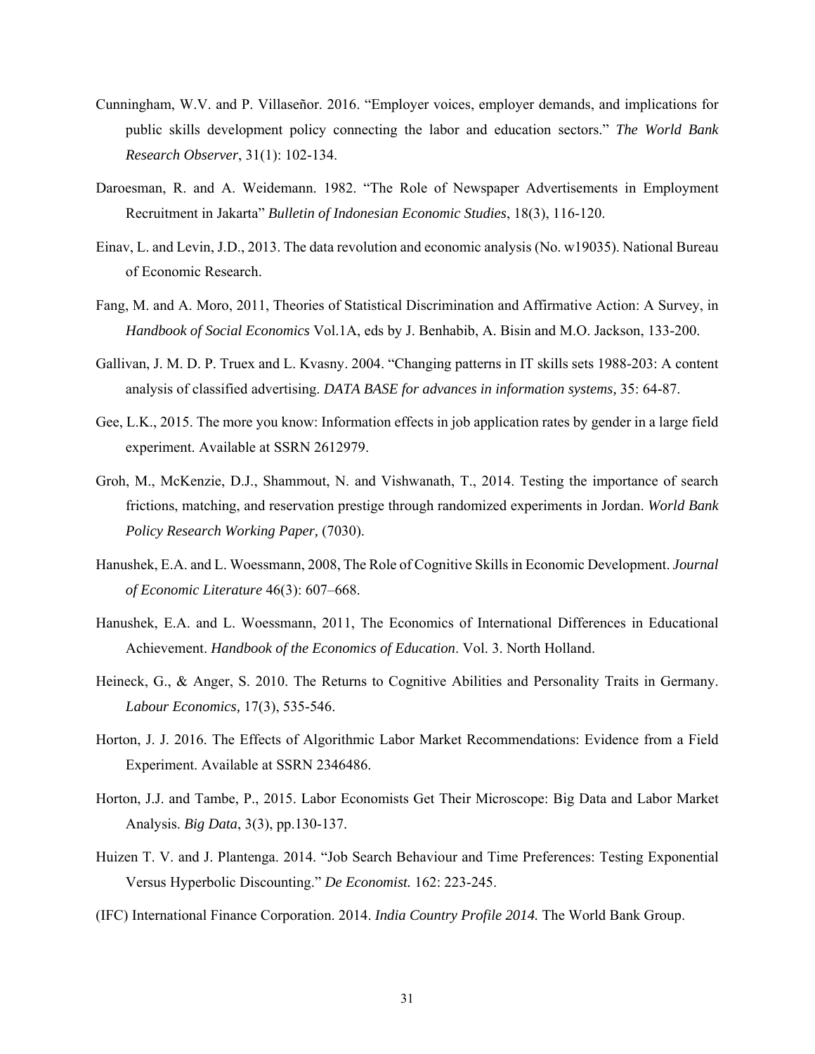Cunningham, W.V. and P. Villaseñor. 2016. "Employer voices, employer demands, and implications for public skills development policy connecting the labor and education sectors." *The World Bank Research Observer*, 31(1): 102-134.

Daroesman, R. and A. Weidemann. 1982. "The Role of Newspaper Advertisements in Employment Recruitment in Jakarta" *Bulletin of Indonesian Economic Studies*, 18(3), 116-120.

Einav, L. and Levin, J.D., 2013. The data revolution and economic analysis (No. w19035). National Bureau of Economic Research.

Fang, M. and A. Moro, 2011, Theories of Statistical Discrimination and Affirmative Action: A Survey, in *Handbook of Social Economics* Vol.1A, eds by J. Benhabib, A. Bisin and M.O. Jackson, 133-200.

Gallivan, J. M. D. P. Truex and L. Kvasny. 2004. "Changing patterns in IT skills sets 1988-203: A content analysis of classified advertising. *DATA BASE for advances in information systems,* 35: 64-87.

Gee, L.K., 2015. The more you know: Information effects in job application rates by gender in a large field experiment. Available at SSRN 2612979.

Groh, M., McKenzie, D.J., Shammout, N. and Vishwanath, T., 2014. Testing the importance of search frictions, matching, and reservation prestige through randomized experiments in Jordan. *World Bank Policy Research Working Paper,* (7030).

Hanushek, E.A. and L. Woessmann, 2008, The Role of Cognitive Skills in Economic Development. *Journal of Economic Literature* 46(3): 607–668.

Hanushek, E.A. and L. Woessmann, 2011, The Economics of International Differences in Educational Achievement. *Handbook of the Economics of Education*. Vol. 3. North Holland.

Heineck, G., & Anger, S. 2010. The Returns to Cognitive Abilities and Personality Traits in Germany. *Labour Economics,* 17(3), 535-546.

Horton, J. J. 2016. The Effects of Algorithmic Labor Market Recommendations: Evidence from a Field Experiment. Available at SSRN 2346486.

Horton, J.J. and Tambe, P., 2015. Labor Economists Get Their Microscope: Big Data and Labor Market Analysis. *Big Data*, 3(3), pp.130-137.

Huizen T. V. and J. Plantenga. 2014. "Job Search Behaviour and Time Preferences: Testing Exponential Versus Hyperbolic Discounting." *De Economist.* 162: 223-245.

(IFC) International Finance Corporation. 2014. *India Country Profile 2014.* The World Bank Group.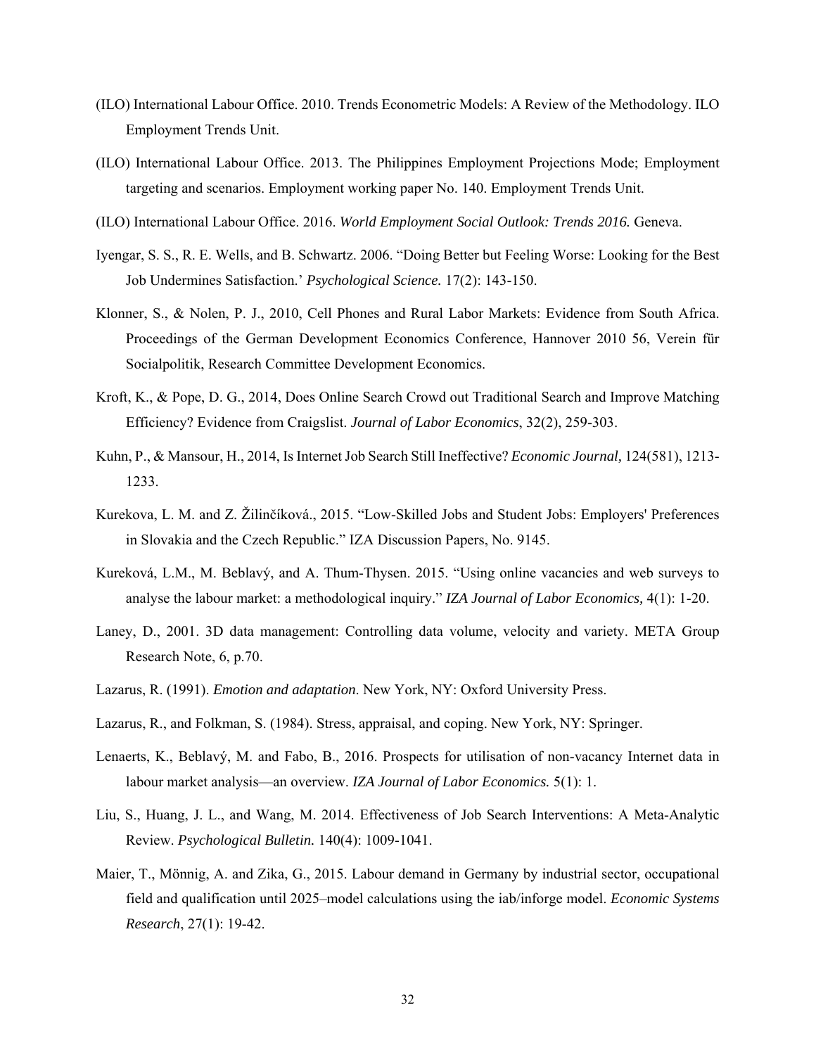(ILO) International Labour Office. 2010. Trends Econometric Models: A Review of the Methodology. ILO Employment Trends Unit.

(ILO) International Labour Office. 2013. The Philippines Employment Projections Mode; Employment targeting and scenarios. Employment working paper No. 140. Employment Trends Unit.

(ILO) International Labour Office. 2016. *World Employment Social Outlook: Trends 2016.* Geneva.

Iyengar, S. S., R. E. Wells, and B. Schwartz. 2006. "Doing Better but Feeling Worse: Looking for the Best Job Undermines Satisfaction.' *Psychological Science.* 17(2): 143-150.

Klonner, S., & Nolen, P. J., 2010, Cell Phones and Rural Labor Markets: Evidence from South Africa. Proceedings of the German Development Economics Conference, Hannover 2010 56, Verein für Socialpolitik, Research Committee Development Economics.

Kroft, K., & Pope, D. G., 2014, Does Online Search Crowd out Traditional Search and Improve Matching Efficiency? Evidence from Craigslist. *Journal of Labor Economics*, 32(2), 259-303.

Kuhn, P., & Mansour, H., 2014, Is Internet Job Search Still Ineffective? *Economic Journal,* 124(581), 1213-1233.

Kurekova, L. M. and Z. Žilinčíková., 2015. "Low-Skilled Jobs and Student Jobs: Employers' Preferences in Slovakia and the Czech Republic." IZA Discussion Papers, No. 9145.

Kureková, L.M., M. Beblavý, and A. Thum-Thysen. 2015. "Using online vacancies and web surveys to analyse the labour market: a methodological inquiry." *IZA Journal of Labor Economics,* 4(1): 1-20.

Laney, D., 2001. 3D data management: Controlling data volume, velocity and variety. META Group Research Note, 6, p.70.

Lazarus, R. (1991). *Emotion and adaptation*. New York, NY: Oxford University Press.

Lazarus, R., and Folkman, S. (1984). Stress, appraisal, and coping. New York, NY: Springer.

Lenaerts, K., Beblavý, M. and Fabo, B., 2016. Prospects for utilisation of non-vacancy Internet data in labour market analysis—an overview. *IZA Journal of Labor Economics.* 5(1): 1.

Liu, S., Huang, J. L., and Wang, M. 2014. Effectiveness of Job Search Interventions: A Meta-Analytic Review. *Psychological Bulletin.* 140(4): 1009-1041.

Maier, T., Mönnig, A. and Zika, G., 2015. Labour demand in Germany by industrial sector, occupational field and qualification until 2025–model calculations using the iab/inforge model. *Economic Systems Research*, 27(1): 19-42.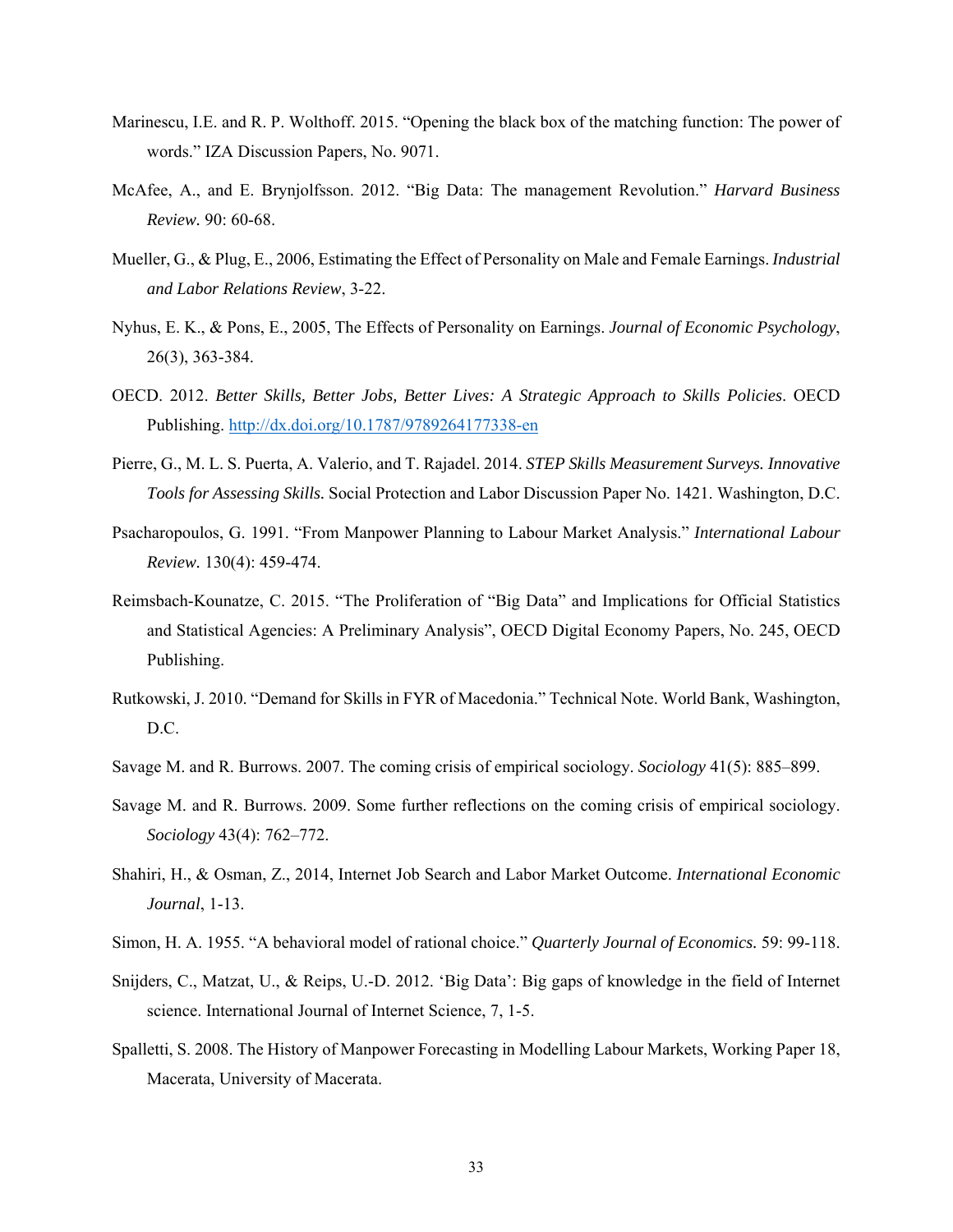Marinescu, I.E. and R. P. Wolthoff. 2015. "Opening the black box of the matching function: The power of words." IZA Discussion Papers, No. 9071.

McAfee, A., and E. Brynjolfsson. 2012. "Big Data: The management Revolution." *Harvard Business Review.* 90: 60-68.

Mueller, G., & Plug, E., 2006, Estimating the Effect of Personality on Male and Female Earnings. *Industrial and Labor Relations Review*, 3-22.

Nyhus, E. K., & Pons, E., 2005, The Effects of Personality on Earnings. *Journal of Economic Psychology*, 26(3), 363-384.

OECD. 2012. *Better Skills, Better Jobs, Better Lives: A Strategic Approach to Skills Policies*. OECD Publishing. http://dx.doi.org/10.1787/9789264177338-en

Pierre, G., M. L. S. Puerta, A. Valerio, and T. Rajadel. 2014. *STEP Skills Measurement Surveys. Innovative Tools for Assessing Skills.* Social Protection and Labor Discussion Paper No. 1421. Washington, D.C.

Psacharopoulos, G. 1991. "From Manpower Planning to Labour Market Analysis." *International Labour Review.* 130(4): 459-474.

Reimsbach-Kounatze, C. 2015. "The Proliferation of "Big Data" and Implications for Official Statistics and Statistical Agencies: A Preliminary Analysis", OECD Digital Economy Papers, No. 245, OECD Publishing.

Rutkowski, J. 2010. "Demand for Skills in FYR of Macedonia." Technical Note. World Bank, Washington, D.C.

Savage M. and R. Burrows. 2007. The coming crisis of empirical sociology. *Sociology* 41(5): 885–899.

Savage M. and R. Burrows. 2009. Some further reflections on the coming crisis of empirical sociology. *Sociology* 43(4): 762–772.

Shahiri, H., & Osman, Z., 2014, Internet Job Search and Labor Market Outcome. *International Economic Journal*, 1-13.

Simon, H. A. 1955. "A behavioral model of rational choice." *Quarterly Journal of Economics.* 59: 99-118.

Snijders, C., Matzat, U., & Reips, U.-D. 2012. 'Big Data': Big gaps of knowledge in the field of Internet science. International Journal of Internet Science, 7, 1-5.

Spalletti, S. 2008. The History of Manpower Forecasting in Modelling Labour Markets, Working Paper 18, Macerata, University of Macerata.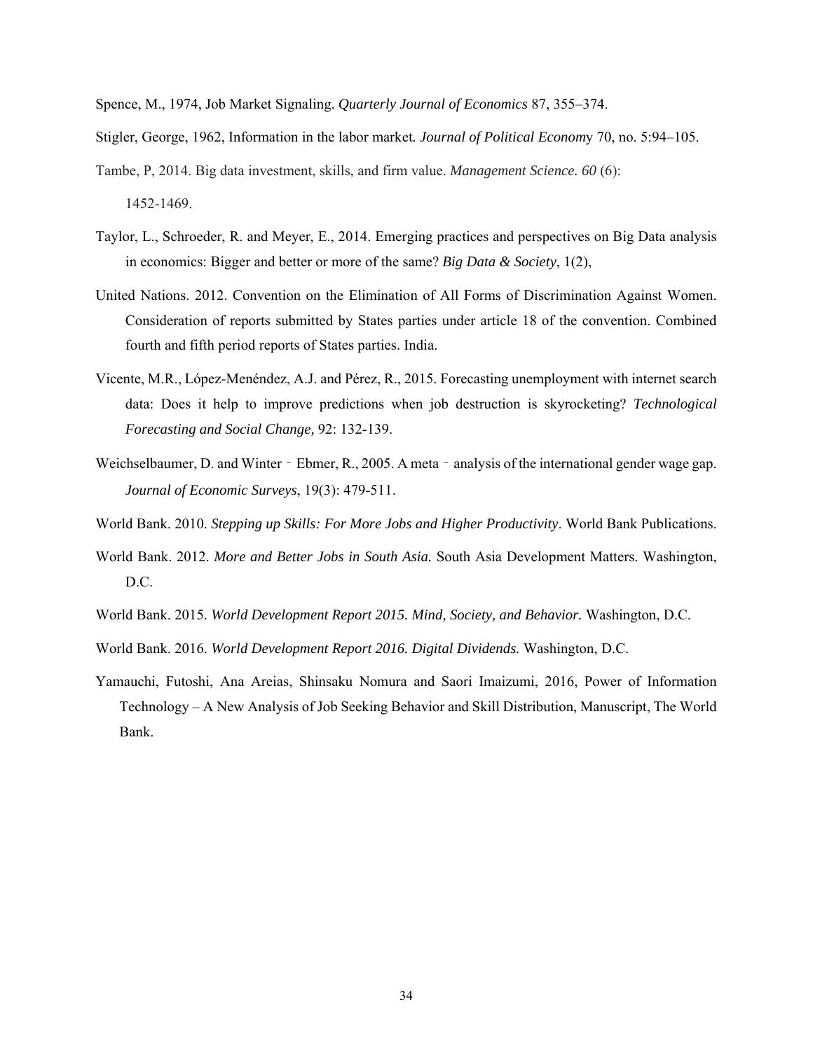Spence, M., 1974, Job Market Signaling. *Quarterly Journal of Economics* 87, 355–374.

Stigler, George, 1962, Information in the labor market. *Journal of Political Economy* 70, no. 5:94–105.

Tambe, P, 2014. Big data investment, skills, and firm value. *Management Science. 60* (6): 1452-1469.

Taylor, L., Schroeder, R. and Meyer, E., 2014. Emerging practices and perspectives on Big Data analysis in economics: Bigger and better or more of the same? *Big Data & Society*, 1(2),

United Nations. 2012. Convention on the Elimination of All Forms of Discrimination Against Women. Consideration of reports submitted by States parties under article 18 of the convention. Combined fourth and fifth period reports of States parties. India.

Vicente, M.R., López-Menéndez, A.J. and Pérez, R., 2015. Forecasting unemployment with internet search data: Does it help to improve predictions when job destruction is skyrocketing? *Technological Forecasting and Social Change,* 92: 132-139.

Weichselbaumer, D. and Winter‐Ebmer, R., 2005. A meta‐analysis of the international gender wage gap. *Journal of Economic Surveys*, 19(3): 479-511.

World Bank. 2010. *Stepping up Skills: For More Jobs and Higher Productivity*. World Bank Publications.

World Bank. 2012. *More and Better Jobs in South Asia.* South Asia Development Matters. Washington, D.C.

World Bank. 2015. *World Development Report 2015. Mind, Society, and Behavior.* Washington, D.C.

World Bank. 2016. *World Development Report 2016. Digital Dividends.* Washington, D.C.

Yamauchi, Futoshi, Ana Areias, Shinsaku Nomura and Saori Imaizumi, 2016, Power of Information Technology – A New Analysis of Job Seeking Behavior and Skill Distribution, Manuscript, The World Bank.